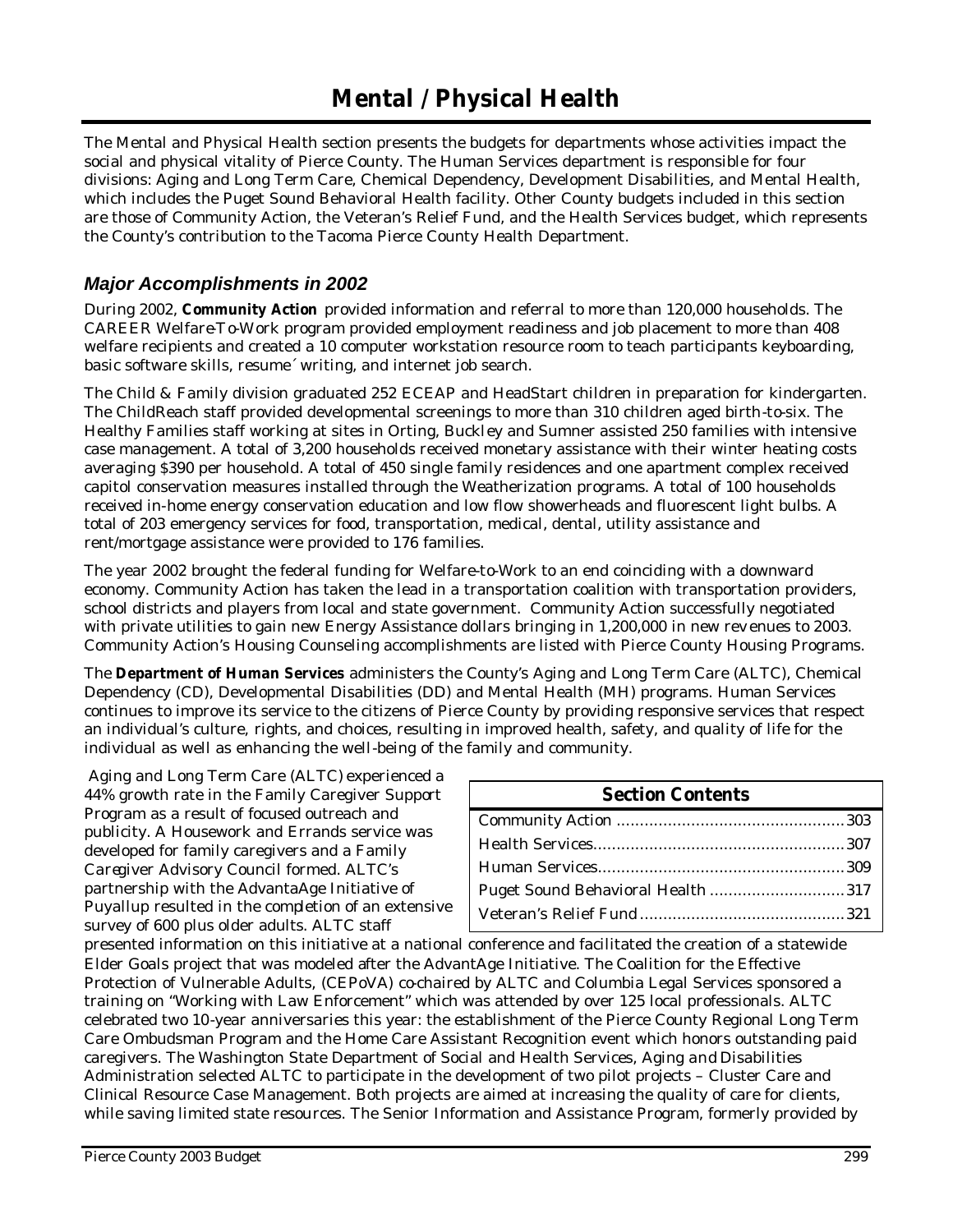# Mental / Physical Health

The Mental and Physical Health section presents the budgets for departments whose activities impact the social and physical vitality of Pierce County. The Human Services department is responsible for four divisions: Aging and Long Term Care, Chemical Dependency, Development Disabilities, and Mental Health, which includes the Puget Sound Behavioral Health facility. Other County budgets included in this section are those of Community Action, the Veteran's Relief Fund, and the Health Services budget, which represents the County's contribution to the Tacoma Pierce County Health Department.

## *Major Accomplishments in 2002*

During 2002, **Community Action** provided information and referral to more than 120,000 households. The CAREER Welfare-To-Work program provided employment readiness and job placement to more than 408 welfare recipients and created a 10 computer workstation resource room to teach participants keyboarding, basic software skills, resume´ writing, and internet job search.

The Child & Family division graduated 252 ECEAP and HeadStart children in preparation for kindergarten. The ChildReach staff provided developmental screenings to more than 310 children aged birth-to-six. The Healthy Families staff working at sites in Orting, Buckley and Sumner assisted 250 families with intensive case management. A total of 3,200 households received monetary assistance with their winter heating costs averaging $390 per household. A total of 450 single family residences and one apartment complex received capitol conservation measures installed through the Weatherization programs. A total of 100 households received in-home energy conservation education and low flow showerheads and fluorescent light bulbs. A total of 203 emergency services for food, transportation, medical, dental, utility assistance and rent/mortgage assistance were provided to 176 families.

The year 2002 brought the federal funding for Welfare-to-Work to an end coinciding with a downward economy. Community Action has taken the lead in a transportation coalition with transportation providers, school districts and players from local and state government. Community Action successfully negotiated with private utilities to gain new Energy Assistance dollars bringing in 1,200,000 in new revenues to 2003. Community Action's Housing Counseling accomplishments are listed with Pierce County Housing Programs.

The **Department of Human Services** administers the County's Aging and Long Term Care (ALTC), Chemical Dependency (CD), Developmental Disabilities (DD) and Mental Health (MH) programs. Human Services continues to improve its service to the citizens of Pierce County by providing responsive services that respect an individual's culture, rights, and choices, resulting in improved health, safety, and quality of life for the individual as well as enhancing the well-being of the family and community.

| Section Contents | |
|---|---|
| Community Action | 303 |
| Health Services | 307 |
| Human Services | 309 |
| Puget Sound Behavioral Health | 317 |
| Veteran's Relief Fund | 321 |

Aging and Long Term Care (ALTC) experienced a 44% growth rate in the Family Caregiver Support Program as a result of focused outreach and publicity. A Housework and Errands service was developed for family caregivers and a Family Caregiver Advisory Council formed. ALTC's partnership with the AdvantaAge Initiative of Puyallup resulted in the completion of an extensive survey of 600 plus older adults. ALTC staff presented information on this initiative at a national conference and facilitated the creation of a statewide Elder Goals project that was modeled after the AdvantAge Initiative. The Coalition for the Effective Protection of Vulnerable Adults, (CEPoVA) co-chaired by ALTC and Columbia Legal Services sponsored a training on "Working with Law Enforcement" which was attended by over 125 local professionals. ALTC celebrated two 10-year anniversaries this year: the establishment of the Pierce County Regional Long Term Care Ombudsman Program and the Home Care Assistant Recognition event which honors outstanding paid caregivers. The Washington State Department of Social and Health Services, Aging and Disabilities Administration selected ALTC to participate in the development of two pilot projects – Cluster Care and Clinical Resource Case Management. Both projects are aimed at increasing the quality of care for clients, while saving limited state resources. The Senior Information and Assistance Program, formerly provided by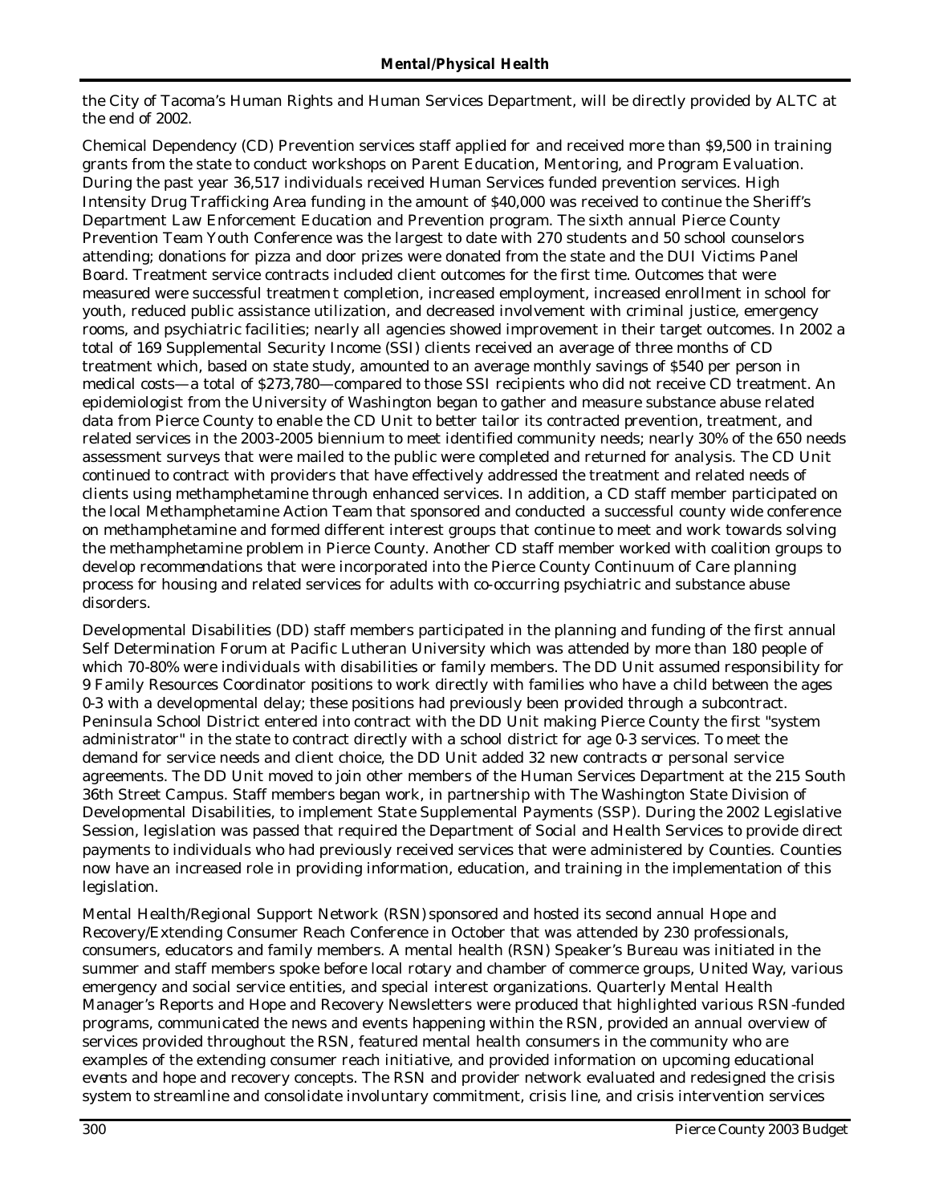the City of Tacoma's Human Rights and Human Services Department, will be directly provided by ALTC at the end of 2002.

Chemical Dependency (CD) Prevention services staff applied for and received more than $9,500 in training grants from the state to conduct workshops on Parent Education, Mentoring, and Program Evaluation. During the past year 36,517 individuals received Human Services funded prevention services. High Intensity Drug Trafficking Area funding in the amount of $40,000 was received to continue the Sheriff's Department Law Enforcement Education and Prevention program. The sixth annual Pierce County Prevention Team Youth Conference was the largest to date with 270 students and 50 school counselors attending; donations for pizza and door prizes were donated from the state and the DUI Victims Panel Board. Treatment service contracts included client outcomes for the first time. Outcomes that were measured were successful treatment completion, increased employment, increased enrollment in school for youth, reduced public assistance utilization, and decreased involvement with criminal justice, emergency rooms, and psychiatric facilities; nearly all agencies showed improvement in their target outcomes. In 2002 a total of 169 Supplemental Security Income (SSI) clients received an average of three months of CD treatment which, based on state study, amounted to an average monthly savings of $540 per person in medical costs—a total of $273,780—compared to those SSI recipients who did not receive CD treatment. An epidemiologist from the University of Washington began to gather and measure substance abuse related data from Pierce County to enable the CD Unit to better tailor its contracted prevention, treatment, and related services in the 2003-2005 biennium to meet identified community needs; nearly 30% of the 650 needs assessment surveys that were mailed to the public were completed and returned for analysis. The CD Unit continued to contract with providers that have effectively addressed the treatment and related needs of clients using methamphetamine through enhanced services. In addition, a CD staff member participated on the local Methamphetamine Action Team that sponsored and conducted a successful county wide conference on methamphetamine and formed different interest groups that continue to meet and work towards solving the methamphetamine problem in Pierce County. Another CD staff member worked with coalition groups to develop recommendations that were incorporated into the Pierce County Continuum of Care planning process for housing and related services for adults with co-occurring psychiatric and substance abuse disorders.

Developmental Disabilities (DD) staff members participated in the planning and funding of the first annual Self Determination Forum at Pacific Lutheran University which was attended by more than 180 people of which 70-80% were individuals with disabilities or family members. The DD Unit assumed responsibility for 9 Family Resources Coordinator positions to work directly with families who have a child between the ages 0-3 with a developmental delay; these positions had previously been provided through a subcontract. Peninsula School District entered into contract with the DD Unit making Pierce County the first "system administrator" in the state to contract directly with a school district for age 0-3 services. To meet the demand for service needs and client choice, the DD Unit added 32 new contracts or personal service agreements. The DD Unit moved to join other members of the Human Services Department at the 215 South 36th Street Campus. Staff members began work, in partnership with The Washington State Division of Developmental Disabilities, to implement State Supplemental Payments (SSP). During the 2002 Legislative Session, legislation was passed that required the Department of Social and Health Services to provide direct payments to individuals who had previously received services that were administered by Counties. Counties now have an increased role in providing information, education, and training in the implementation of this legislation.

Mental Health/Regional Support Network (RSN) sponsored and hosted its second annual Hope and Recovery/Extending Consumer Reach Conference in October that was attended by 230 professionals, consumers, educators and family members. A mental health (RSN) Speaker's Bureau was initiated in the summer and staff members spoke before local rotary and chamber of commerce groups, United Way, various emergency and social service entities, and special interest organizations. Quarterly Mental Health Manager's Reports and Hope and Recovery Newsletters were produced that highlighted various RSN-funded programs, communicated the news and events happening within the RSN, provided an annual overview of services provided throughout the RSN, featured mental health consumers in the community who are examples of the extending consumer reach initiative, and provided information on upcoming educational events and hope and recovery concepts. The RSN and provider network evaluated and redesigned the crisis system to streamline and consolidate involuntary commitment, crisis line, and crisis intervention services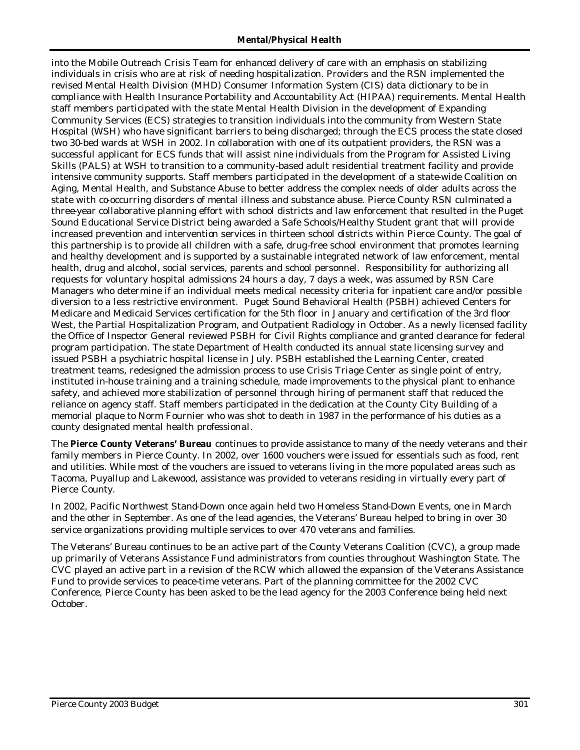into the Mobile Outreach Crisis Team for enhanced delivery of care with an emphasis on stabilizing individuals in crisis who are at risk of needing hospitalization. Providers and the RSN implemented the revised Mental Health Division (MHD) Consumer Information System (CIS) data dictionary to be in compliance with Health Insurance Portability and Accountability Act (HIPAA) requirements. Mental Health staff members participated with the state Mental Health Division in the development of Expanding Community Services (ECS) strategies to transition individuals into the community from Western State Hospital (WSH) who have significant barriers to being discharged; through the ECS process the state closed two 30-bed wards at WSH in 2002. In collaboration with one of its outpatient providers, the RSN was a successful applicant for ECS funds that will assist nine individuals from the Program for Assisted Living Skills (PALS) at WSH to transition to a community-based adult residential treatment facility and provide intensive community supports. Staff members participated in the development of a state-wide Coalition on Aging, Mental Health, and Substance Abuse to better address the complex needs of older adults across the state with co-occurring disorders of mental illness and substance abuse. Pierce County RSN culminated a three-year collaborative planning effort with school districts and law enforcement that resulted in the Puget Sound Educational Service District being awarded a Safe Schools/Healthy Student grant that will provide increased prevention and intervention services in thirteen school districts within Pierce County. The goal of this partnership is to provide all children with a safe, drug-free school environment that promotes learning and healthy development and is supported by a sustainable integrated network of law enforcement, mental health, drug and alcohol, social services, parents and school personnel. Responsibility for authorizing all requests for voluntary hospital admissions 24 hours a day, 7 days a week, was assumed by RSN Care Managers who determine if an individual meets medical necessity criteria for inpatient care and/or possible diversion to a less restrictive environment. Puget Sound Behavioral Health (PSBH) achieved Centers for Medicare and Medicaid Services certification for the 5th floor in January and certification of the 3rd floor West, the Partial Hospitalization Program, and Outpatient Radiology in October. As a newly licensed facility the Office of Inspector General reviewed PSBH for Civil Rights compliance and granted clearance for federal program participation. The state Department of Health conducted its annual state licensing survey and issued PSBH a psychiatric hospital license in July. PSBH established the Learning Center, created treatment teams, redesigned the admission process to use Crisis Triage Center as single point of entry, instituted in-house training and a training schedule, made improvements to the physical plant to enhance safety, and achieved more stabilization of personnel through hiring of permanent staff that reduced the reliance on agency staff. Staff members participated in the dedication at the County City Building of a memorial plaque to Norm Fournier who was shot to death in 1987 in the performance of his duties as a county designated mental health professional.

The ***Pierce County Veterans' Bureau*** continues to provide assistance to many of the needy veterans and their family members in Pierce County. In 2002, over 1600 vouchers were issued for essentials such as food, rent and utilities. While most of the vouchers are issued to veterans living in the more populated areas such as Tacoma, Puyallup and Lakewood, assistance was provided to veterans residing in virtually every part of Pierce County.

In 2002, Pacific Northwest Stand-Down once again held two Homeless Stand-Down Events, one in March and the other in September. As one of the lead agencies, the Veterans' Bureau helped to bring in over 30 service organizations providing multiple services to over 470 veterans and families.

The Veterans' Bureau continues to be an active part of the County Veterans Coalition (CVC), a group made up primarily of Veterans Assistance Fund administrators from counties throughout Washington State. The CVC played an active part in a revision of the RCW which allowed the expansion of the Veterans Assistance Fund to provide services to peace-time veterans. Part of the planning committee for the 2002 CVC Conference, Pierce County has been asked to be the lead agency for the 2003 Conference being held next October.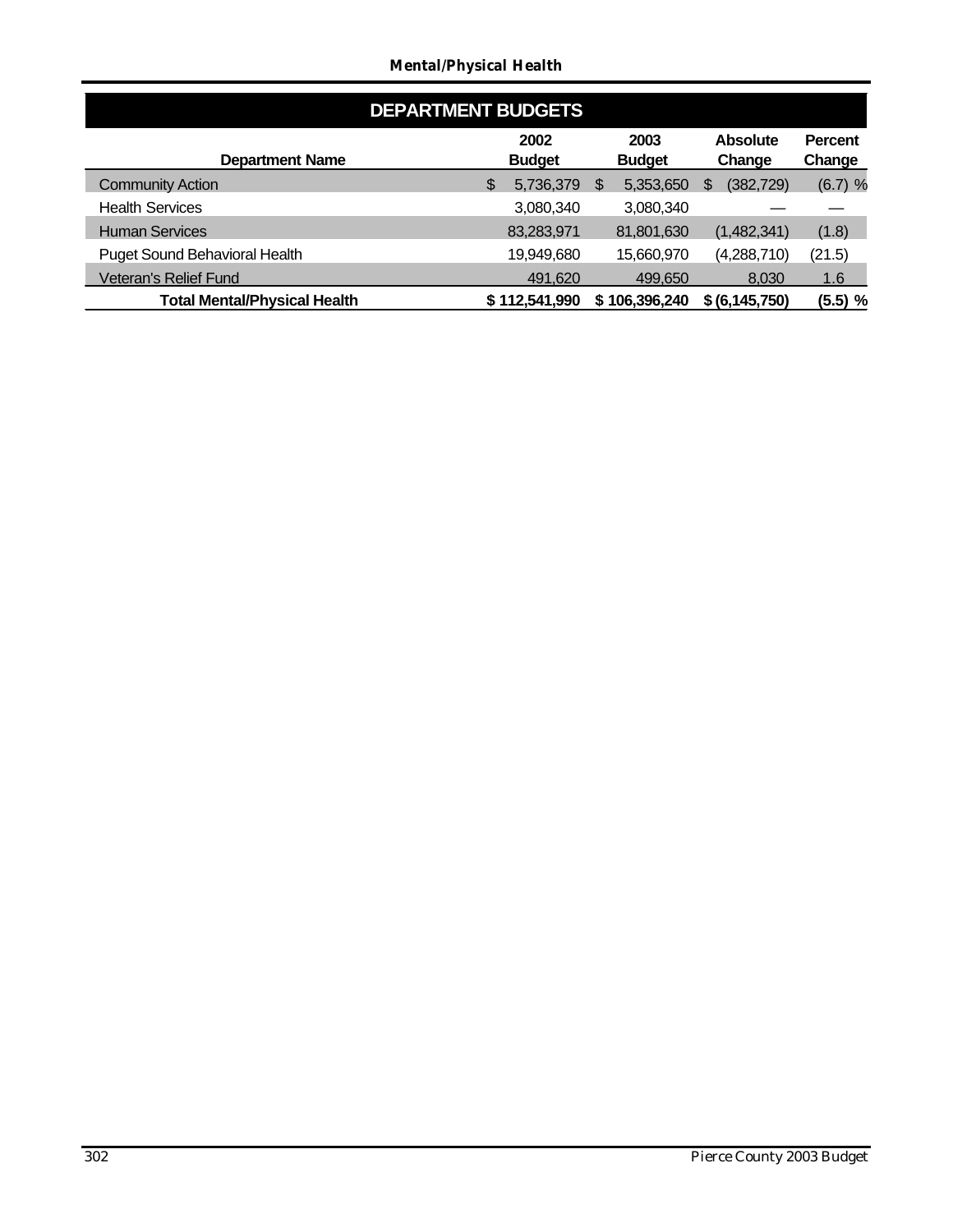## DEPARTMENT BUDGETS

| Department Name | 2002 Budget | 2003 Budget | Absolute Change | Percent Change |
|---|---|---|---|---|
| Community Action | $ 5,736,379 | $ 5,353,650 | $ (382,729) | (6.7) % |
| Health Services | 3,080,340 | 3,080,340 | — | — |
| Human Services | 83,283,971 | 81,801,630 | (1,482,341) | (1.8) |
| Puget Sound Behavioral Health | 19,949,680 | 15,660,970 | (4,288,710) | (21.5) |
| Veteran's Relief Fund | 491,620 | 499,650 | 8,030 | 1.6 |
| **Total Mental/Physical Health** | **$ 112,541,990** | **$ 106,396,240** | **$ (6,145,750)** | **(5.5) %** |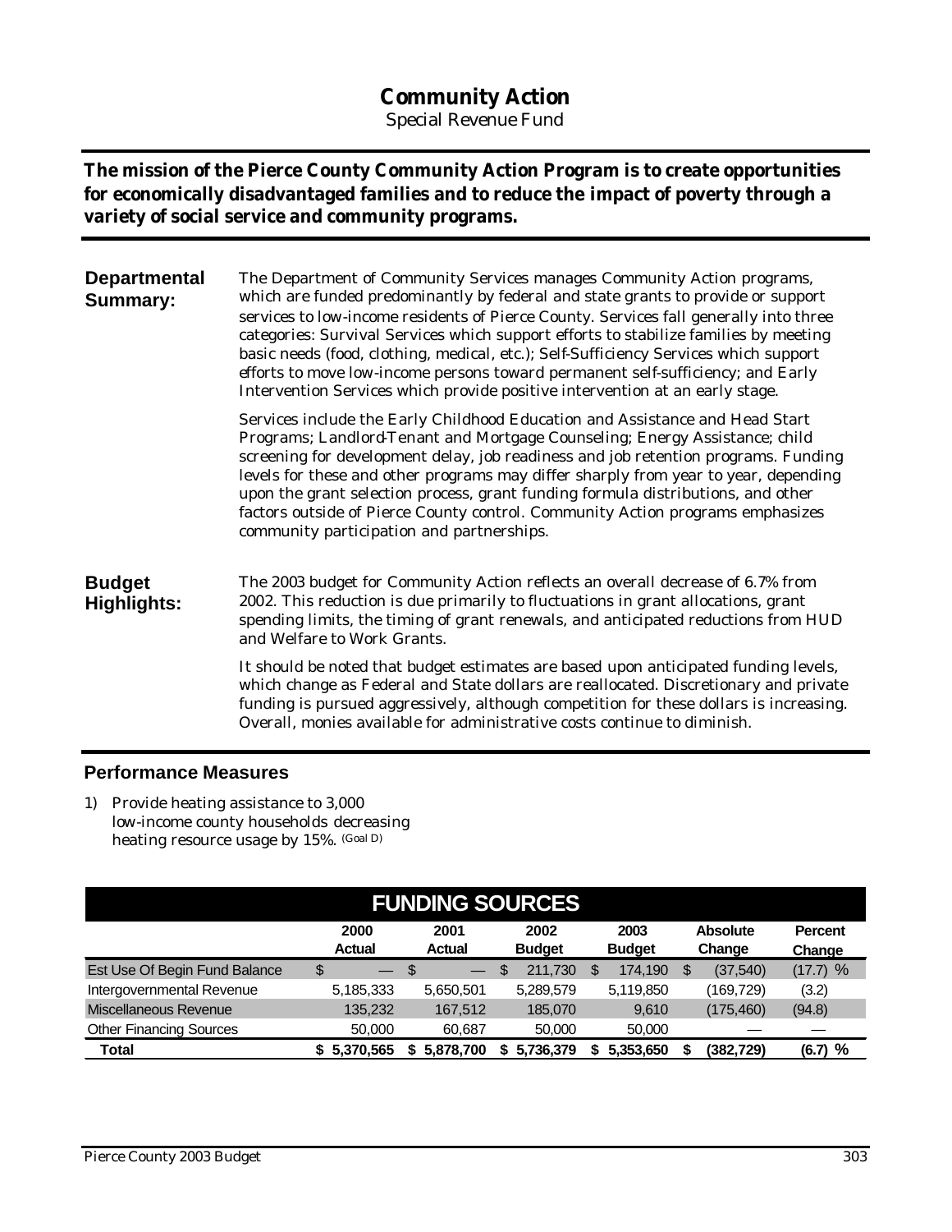# Community Action

Special Revenue Fund

**The mission of the Pierce County Community Action Program is to create opportunities for economically disadvantaged families and to reduce the impact of poverty through a variety of social service and community programs.**

**Departmental Summary:**

The Department of Community Services manages Community Action programs, which are funded predominantly by federal and state grants to provide or support services to low-income residents of Pierce County. Services fall generally into three categories: Survival Services which support efforts to stabilize families by meeting basic needs (food, clothing, medical, etc.); Self-Sufficiency Services which support efforts to move low-income persons toward permanent self-sufficiency; and Early Intervention Services which provide positive intervention at an early stage.

Services include the Early Childhood Education and Assistance and Head Start Programs; Landlord-Tenant and Mortgage Counseling; Energy Assistance; child screening for development delay, job readiness and job retention programs. Funding levels for these and other programs may differ sharply from year to year, depending upon the grant selection process, grant funding formula distributions, and other factors outside of Pierce County control. Community Action programs emphasizes community participation and partnerships.

**Budget Highlights:**

The 2003 budget for Community Action reflects an overall decrease of 6.7% from 2002. This reduction is due primarily to fluctuations in grant allocations, grant spending limits, the timing of grant renewals, and anticipated reductions from HUD and Welfare to Work Grants.

It should be noted that budget estimates are based upon anticipated funding levels, which change as Federal and State dollars are reallocated. Discretionary and private funding is pursued aggressively, although competition for these dollars is increasing. Overall, monies available for administrative costs continue to diminish.

## Performance Measures

1) Provide heating assistance to 3,000 low-income county households decreasing heating resource usage by 15%. (Goal D)

## FUNDING SOURCES

| | 2000 Actual | 2001 Actual | 2002 Budget | 2003 Budget | Absolute Change | Percent Change |
|---|---|---|---|---|---|---|
| Est Use Of Begin Fund Balance | $ — | $ — | $ 211,730 | $ 174,190 | $ (37,540) | (17.7) % |
| Intergovernmental Revenue | 5,185,333 | 5,650,501 | 5,289,579 | 5,119,850 | (169,729) | (3.2) |
| Miscellaneous Revenue | 135,232 | 167,512 | 185,070 | 9,610 | (175,460) | (94.8) |
| Other Financing Sources | 50,000 | 60,687 | 50,000 | 50,000 | — | — |
| **Total** | **$ 5,370,565** | **$ 5,878,700** | **$ 5,736,379** | **$ 5,353,650** | **$ (382,729)** | **(6.7) %** |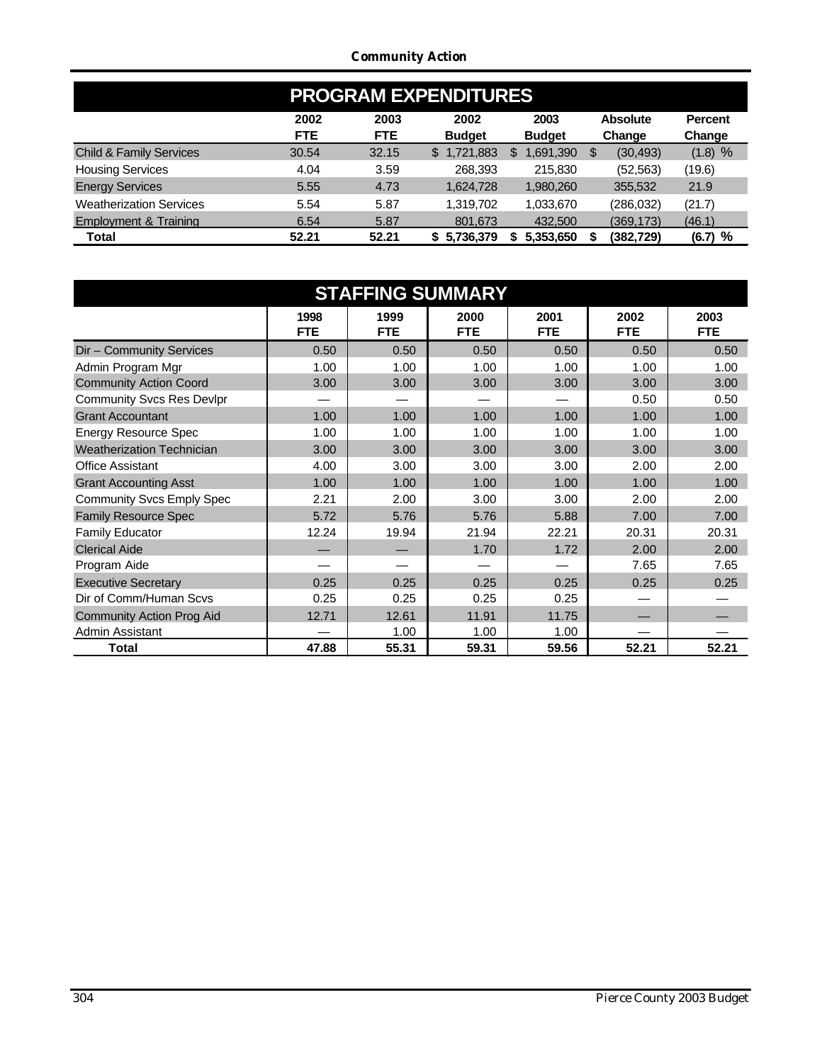## PROGRAM EXPENDITURES

| | 2002 FTE | 2003 FTE | 2002 Budget | 2003 Budget | Absolute Change | Percent Change |
|---|---|---|---|---|---|---|
| Child & Family Services | 30.54 | 32.15 | $ 1,721,883 | $ 1,691,390 | $ (30,493) | (1.8) % |
| Housing Services | 4.04 | 3.59 | 268,393 | 215,830 | (52,563) | (19.6) |
| Energy Services | 5.55 | 4.73 | 1,624,728 | 1,980,260 | 355,532 | 21.9 |
| Weatherization Services | 5.54 | 5.87 | 1,319,702 | 1,033,670 | (286,032) | (21.7) |
| Employment & Training | 6.54 | 5.87 | 801,673 | 432,500 | (369,173) | (46.1) |
| **Total** | **52.21** | **52.21** | **$ 5,736,379** | **$ 5,353,650** | **$ (382,729)** | **(6.7) %** |

## STAFFING SUMMARY

| | 1998 FTE | 1999 FTE | 2000 FTE | 2001 FTE | 2002 FTE | 2003 FTE |
|---|---|---|---|---|---|---|
| Dir – Community Services | 0.50 | 0.50 | 0.50 | 0.50 | 0.50 | 0.50 |
| Admin Program Mgr | 1.00 | 1.00 | 1.00 | 1.00 | 1.00 | 1.00 |
| Community Action Coord | 3.00 | 3.00 | 3.00 | 3.00 | 3.00 | 3.00 |
| Community Svcs Res Devlpr | — | — | — | — | 0.50 | 0.50 |
| Grant Accountant | 1.00 | 1.00 | 1.00 | 1.00 | 1.00 | 1.00 |
| Energy Resource Spec | 1.00 | 1.00 | 1.00 | 1.00 | 1.00 | 1.00 |
| Weatherization Technician | 3.00 | 3.00 | 3.00 | 3.00 | 3.00 | 3.00 |
| Office Assistant | 4.00 | 3.00 | 3.00 | 3.00 | 2.00 | 2.00 |
| Grant Accounting Asst | 1.00 | 1.00 | 1.00 | 1.00 | 1.00 | 1.00 |
| Community Svcs Emply Spec | 2.21 | 2.00 | 3.00 | 3.00 | 2.00 | 2.00 |
| Family Resource Spec | 5.72 | 5.76 | 5.76 | 5.88 | 7.00 | 7.00 |
| Family Educator | 12.24 | 19.94 | 21.94 | 22.21 | 20.31 | 20.31 |
| Clerical Aide | — | — | 1.70 | 1.72 | 2.00 | 2.00 |
| Program Aide | — | — | — | — | 7.65 | 7.65 |
| Executive Secretary | 0.25 | 0.25 | 0.25 | 0.25 | 0.25 | 0.25 |
| Dir of Comm/Human Scvs | 0.25 | 0.25 | 0.25 | 0.25 | — | — |
| Community Action Prog Aid | 12.71 | 12.61 | 11.91 | 11.75 | — | — |
| Admin Assistant | — | 1.00 | 1.00 | 1.00 | — | — |
| **Total** | **47.88** | **55.31** | **59.31** | **59.56** | **52.21** | **52.21** |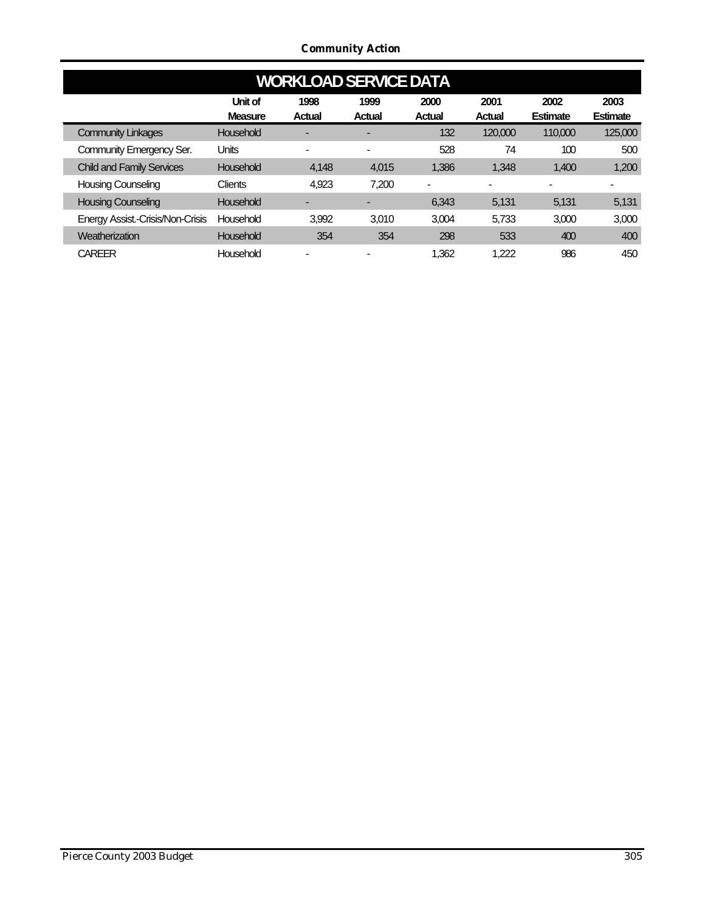## WORKLOAD SERVICE DATA

| | Unit of Measure | 1998 Actual | 1999 Actual | 2000 Actual | 2001 Actual | 2002 Estimate | 2003 Estimate |
|---|---|---|---|---|---|---|---|
| Community Linkages | Household | - | - | 132 | 120,000 | 110,000 | 125,000 |
| Community Emergency Ser. | Units | - | - | 528 | 74 | 100 | 500 |
| Child and Family Services | Household | 4,148 | 4,015 | 1,386 | 1,348 | 1,400 | 1,200 |
| Housing Counseling | Clients | 4,923 | 7,200 | - | - | - | - |
| Housing Counseling | Household | - | - | 6,343 | 5,131 | 5,131 | 5,131 |
| Energy Assist.-Crisis/Non-Crisis | Household | 3,992 | 3,010 | 3,004 | 5,733 | 3,000 | 3,000 |
| Weatherization | Household | 354 | 354 | 298 | 533 | 400 | 400 |
| CAREER | Household | - | - | 1,362 | 1,222 | 986 | 450 |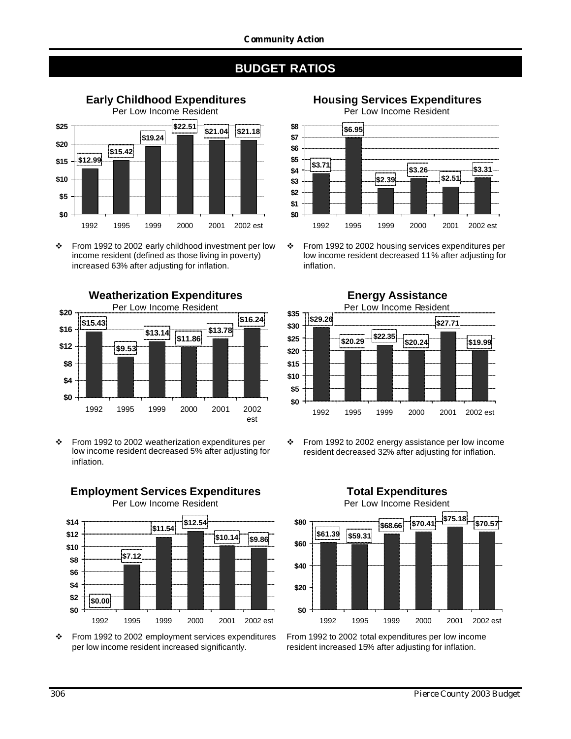# BUDGET RATIOS

### Early Childhood Expenditures

Per Low Income Resident

| 1992 | 1995 | 1999 | 2000 | 2001 | 2002 est |
|---|---|---|---|---|---|
| $12.99 | $15.42 | $19.24 | $22.51 | $21.04 | $21.18 |

- From 1992 to 2002 early childhood investment per low income resident (defined as those living in poverty) increased 63% after adjusting for inflation.

### Housing Services Expenditures

Per Low Income Resident

| 1992 | 1995 | 1999 | 2000 | 2001 | 2002 est |
|---|---|---|---|---|---|
| $3.71 | $6.95 | $2.39 | $3.26 | $2.51 | $3.31 |

- From 1992 to 2002 housing services expenditures per low income resident decreased 11% after adjusting for inflation.

### Weatherization Expenditures

Per Low Income Resident

| 1992 | 1995 | 1999 | 2000 | 2001 | 2002 est |
|---|---|---|---|---|---|
| $15.43 | $9.53 | $13.14 | $11.86 | $13.78 | $16.24 |

- From 1992 to 2002 weatherization expenditures per low income resident decreased 5% after adjusting for inflation.

### Energy Assistance

Per Low Income Resident

| 1992 | 1995 | 1999 | 2000 | 2001 | 2002 est |
|---|---|---|---|---|---|
| $29.26 | $20.29 | $22.35 | $20.24 | $27.71 | $19.99 |

- From 1992 to 2002 energy assistance per low income resident decreased 32% after adjusting for inflation.

### Employment Services Expenditures

Per Low Income Resident

| 1992 | 1995 | 1999 | 2000 | 2001 | 2002 est |
|---|---|---|---|---|---|
| $0.00 | $7.12 | $11.54 | $12.54 | $10.14 | $9.86 |

- From 1992 to 2002 employment services expenditures per low income resident increased significantly.

### Total Expenditures

Per Low Income Resident

| 1992 | 1995 | 1999 | 2000 | 2001 | 2002 est |
|---|---|---|---|---|---|
| $61.39 | $59.31 | $68.66 | $70.41 | $75.18 | $70.57 |

From 1992 to 2002 total expenditures per low income resident increased 15% after adjusting for inflation.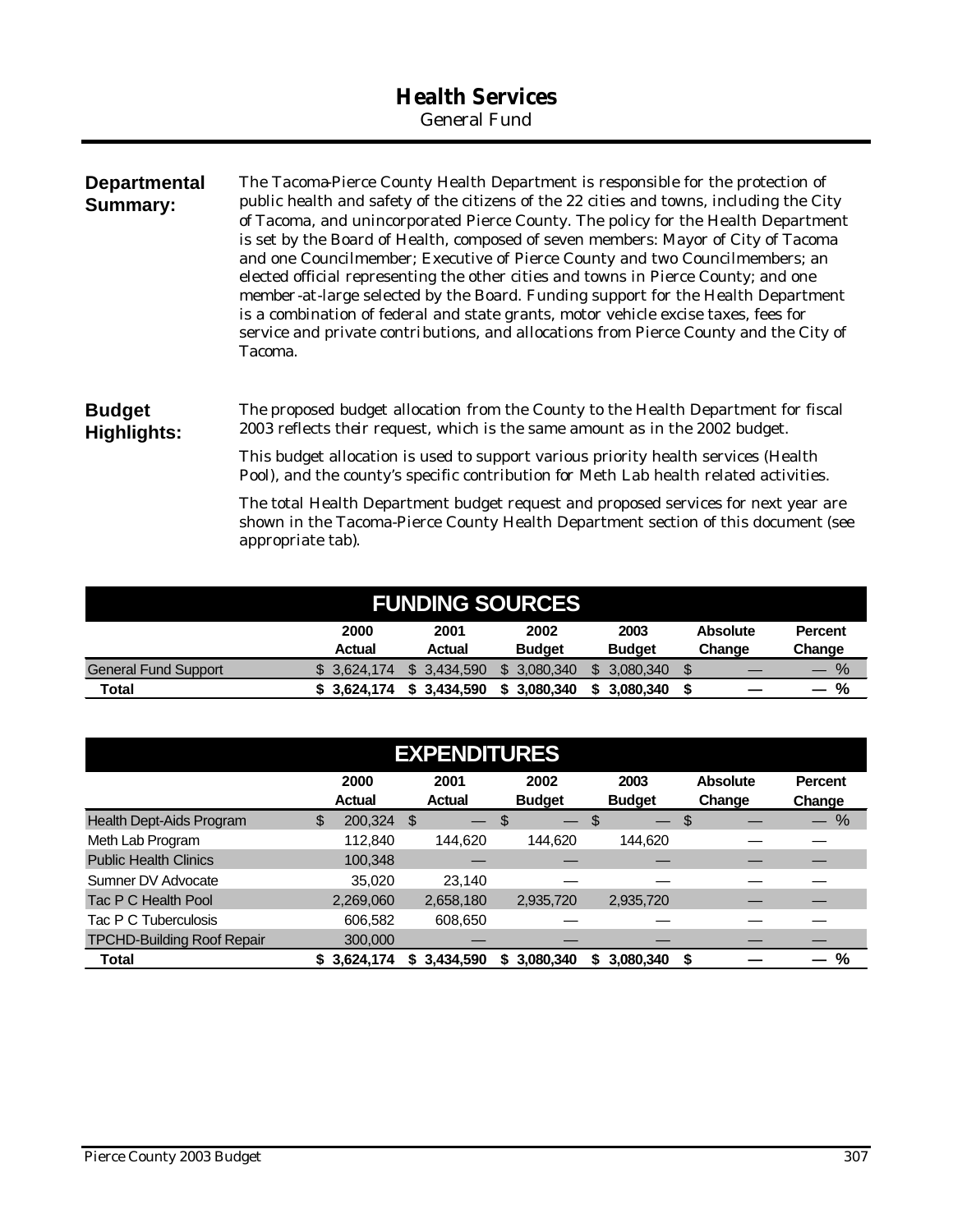# Health Services

General Fund

**Departmental Summary:**

The Tacoma-Pierce County Health Department is responsible for the protection of public health and safety of the citizens of the 22 cities and towns, including the City of Tacoma, and unincorporated Pierce County. The policy for the Health Department is set by the Board of Health, composed of seven members: Mayor of City of Tacoma and one Councilmember; Executive of Pierce County and two Councilmembers; an elected official representing the other cities and towns in Pierce County; and one member-at-large selected by the Board. Funding support for the Health Department is a combination of federal and state grants, motor vehicle excise taxes, fees for service and private contributions, and allocations from Pierce County and the City of Tacoma.

**Budget Highlights:**

The proposed budget allocation from the County to the Health Department for fiscal 2003 reflects their request, which is the same amount as in the 2002 budget.

This budget allocation is used to support various priority health services (Health Pool), and the county's specific contribution for Meth Lab health related activities.

The total Health Department budget request and proposed services for next year are shown in the Tacoma-Pierce County Health Department section of this document (see appropriate tab).

## FUNDING SOURCES

| | 2000 Actual | 2001 Actual | 2002 Budget | 2003 Budget | Absolute Change | Percent Change |
|---|---|---|---|---|---|---|
| General Fund Support | $ 3,624,174 | $ 3,434,590 | $ 3,080,340 | $ 3,080,340 | $ — | — % |
| **Total** | **$ 3,624,174** | **$ 3,434,590** | **$ 3,080,340** | **$ 3,080,340** | **$ —** | **— %** |

## EXPENDITURES

| | 2000 Actual | 2001 Actual | 2002 Budget | 2003 Budget | Absolute Change | Percent Change |
|---|---|---|---|---|---|---|
| Health Dept-Aids Program | $ 200,324 | $ — | $ — | $ — | $ — | — % |
| Meth Lab Program | 112,840 | 144,620 | 144,620 | 144,620 | — | — |
| Public Health Clinics | 100,348 | — | — | — | — | — |
| Sumner DV Advocate | 35,020 | 23,140 | — | — | — | — |
| Tac P C Health Pool | 2,269,060 | 2,658,180 | 2,935,720 | 2,935,720 | — | — |
| Tac P C Tuberculosis | 606,582 | 608,650 | — | — | — | — |
| TPCHD-Building Roof Repair | 300,000 | — | — | — | — | — |
| **Total** | **$ 3,624,174** | **$ 3,434,590** | **$ 3,080,340** | **$ 3,080,340** | **$ —** | **— %** |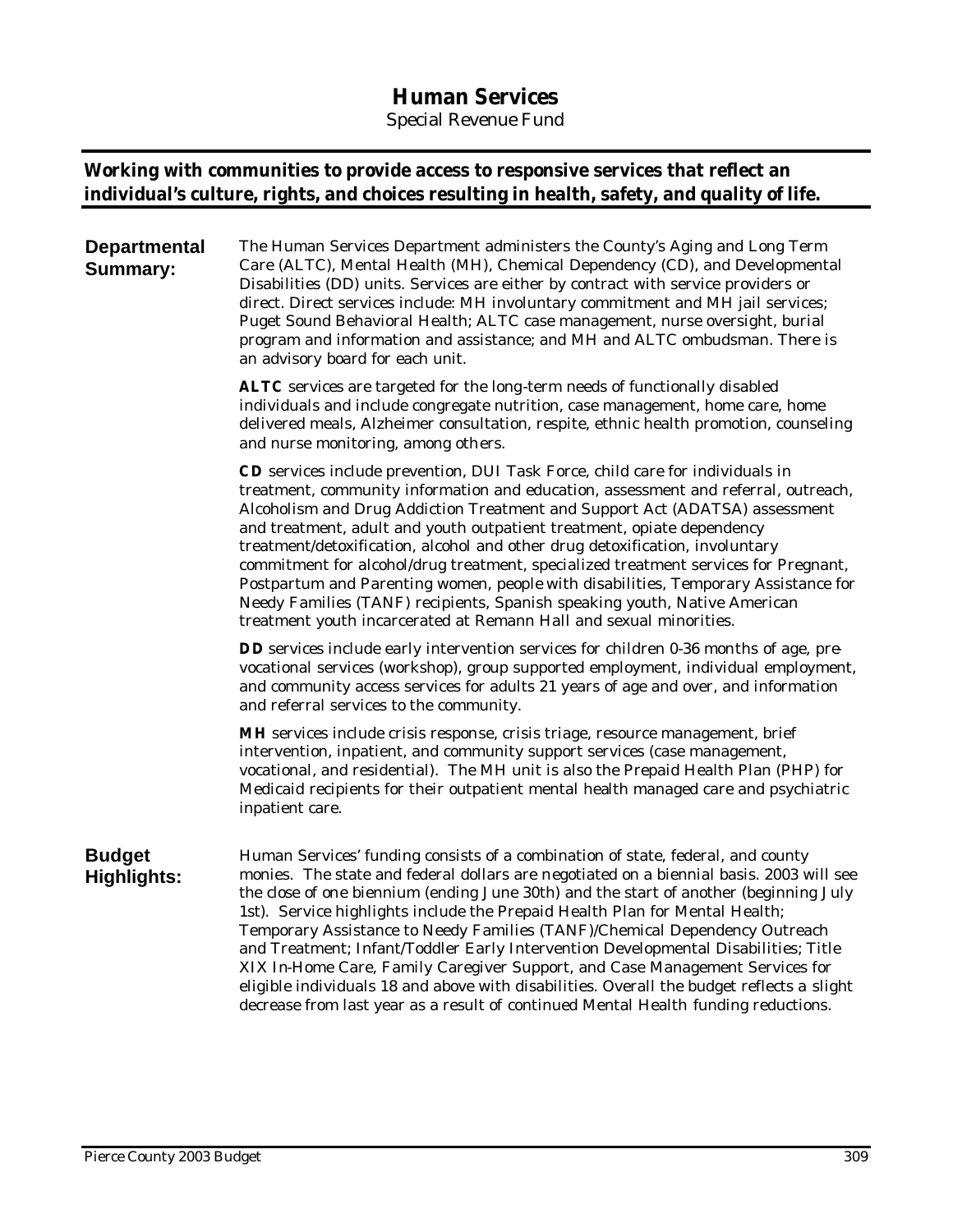# Human Services

Special Revenue Fund

**Working with communities to provide access to responsive services that reflect an individual's culture, rights, and choices resulting in health, safety, and quality of life.**

**Departmental Summary:**

The Human Services Department administers the County's Aging and Long Term Care (ALTC), Mental Health (MH), Chemical Dependency (CD), and Developmental Disabilities (DD) units. Services are either by contract with service providers or direct. Direct services include: MH involuntary commitment and MH jail services; Puget Sound Behavioral Health; ALTC case management, nurse oversight, burial program and information and assistance; and MH and ALTC ombudsman. There is an advisory board for each unit.

**ALTC** services are targeted for the long-term needs of functionally disabled individuals and include congregate nutrition, case management, home care, home delivered meals, Alzheimer consultation, respite, ethnic health promotion, counseling and nurse monitoring, among others.

**CD** services include prevention, DUI Task Force, child care for individuals in treatment, community information and education, assessment and referral, outreach, Alcoholism and Drug Addiction Treatment and Support Act (ADATSA) assessment and treatment, adult and youth outpatient treatment, opiate dependency treatment/detoxification, alcohol and other drug detoxification, involuntary commitment for alcohol/drug treatment, specialized treatment services for Pregnant, Postpartum and Parenting women, people with disabilities, Temporary Assistance for Needy Families (TANF) recipients, Spanish speaking youth, Native American treatment youth incarcerated at Remann Hall and sexual minorities.

**DD** services include early intervention services for children 0-36 months of age, pre-vocational services (workshop), group supported employment, individual employment, and community access services for adults 21 years of age and over, and information and referral services to the community.

**MH** services include crisis response, crisis triage, resource management, brief intervention, inpatient, and community support services (case management, vocational, and residential). The MH unit is also the Prepaid Health Plan (PHP) for Medicaid recipients for their outpatient mental health managed care and psychiatric inpatient care.

**Budget Highlights:**

Human Services' funding consists of a combination of state, federal, and county monies. The state and federal dollars are negotiated on a biennial basis. 2003 will see the close of one biennium (ending June 30th) and the start of another (beginning July 1st). Service highlights include the Prepaid Health Plan for Mental Health; Temporary Assistance to Needy Families (TANF)/Chemical Dependency Outreach and Treatment; Infant/Toddler Early Intervention Developmental Disabilities; Title XIX In-Home Care, Family Caregiver Support, and Case Management Services for eligible individuals 18 and above with disabilities. Overall the budget reflects a slight decrease from last year as a result of continued Mental Health funding reductions.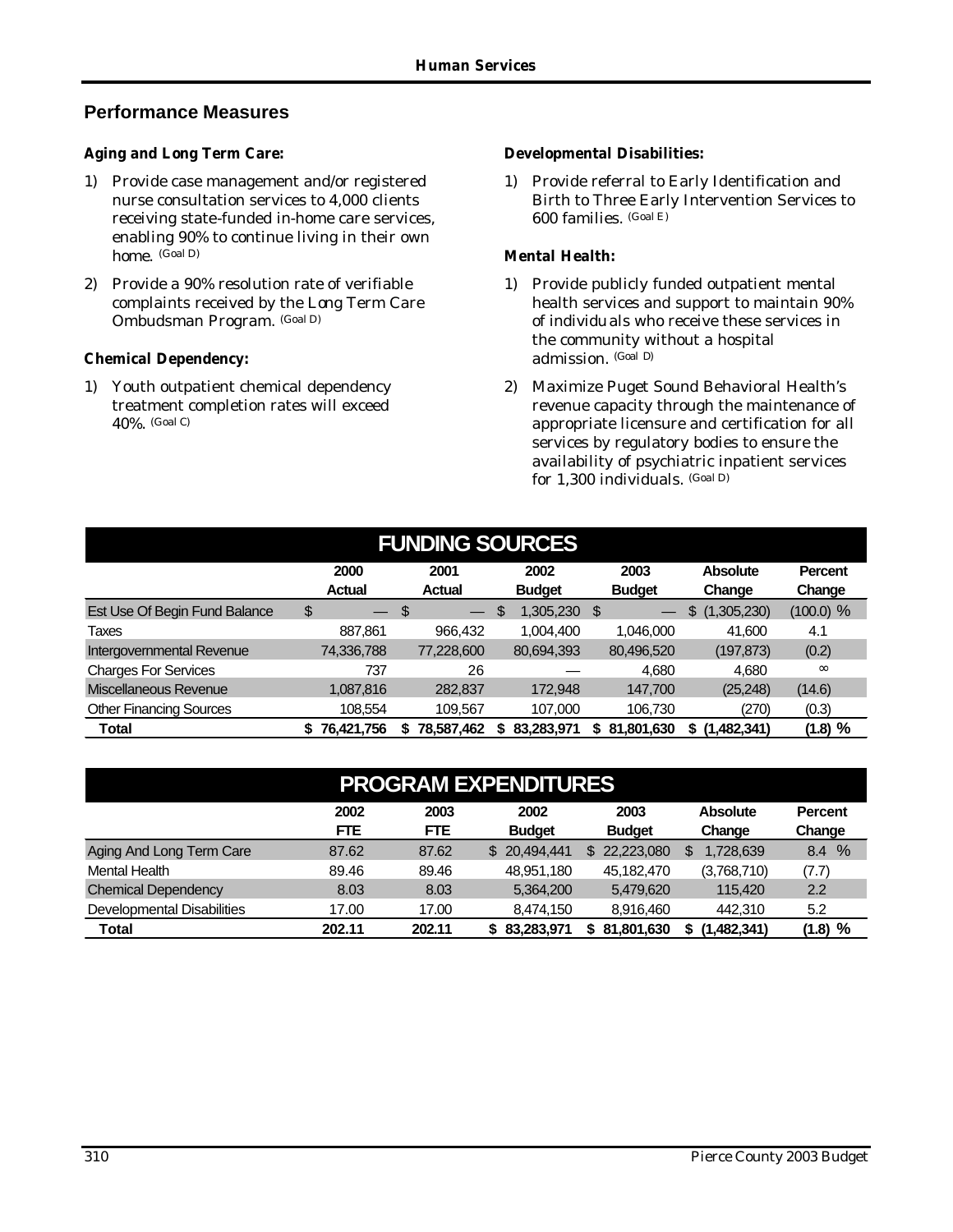## Performance Measures

**Aging and Long Term Care:**

1) Provide case management and/or registered nurse consultation services to 4,000 clients receiving state-funded in-home care services, enabling 90% to continue living in their own home. (Goal D)
2) Provide a 90% resolution rate of verifiable complaints received by the Long Term Care Ombudsman Program. (Goal D)

**Chemical Dependency:**

1) Youth outpatient chemical dependency treatment completion rates will exceed 40%. (Goal C)

**Developmental Disabilities:**

1) Provide referral to Early Identification and Birth to Three Early Intervention Services to 600 families. (Goal E)

**Mental Health:**

1) Provide publicly funded outpatient mental health services and support to maintain 90% of individuals who receive these services in the community without a hospital admission. (Goal D)
2) Maximize Puget Sound Behavioral Health's revenue capacity through the maintenance of appropriate licensure and certification for all services by regulatory bodies to ensure the availability of psychiatric inpatient services for 1,300 individuals. (Goal D)

### FUNDING SOURCES

| | 2000 Actual | 2001 Actual | 2002 Budget | 2003 Budget | Absolute Change | Percent Change |
|---|---|---|---|---|---|---|
| Est Use Of Begin Fund Balance | $ — | $ — | $ 1,305,230 | $ — | $ (1,305,230) | (100.0) % |
| Taxes | 887,861 | 966,432 | 1,004,400 | 1,046,000 | 41,600 | 4.1 |
| Intergovernmental Revenue | 74,336,788 | 77,228,600 | 80,694,393 | 80,496,520 | (197,873) | (0.2) |
| Charges For Services | 737 | 26 | — | 4,680 | 4,680 | ∞ |
| Miscellaneous Revenue | 1,087,816 | 282,837 | 172,948 | 147,700 | (25,248) | (14.6) |
| Other Financing Sources | 108,554 | 109,567 | 107,000 | 106,730 | (270) | (0.3) |
| **Total** | **$ 76,421,756** | **$ 78,587,462** | **$ 83,283,971** | **$ 81,801,630** | **$ (1,482,341)** | **(1.8) %** |

### PROGRAM EXPENDITURES

| | 2002 FTE | 2003 FTE | 2002 Budget | 2003 Budget | Absolute Change | Percent Change |
|---|---|---|---|---|---|---|
| Aging And Long Term Care | 87.62 | 87.62 | $ 20,494,441 | $ 22,223,080 | $ 1,728,639 | 8.4 % |
| Mental Health | 89.46 | 89.46 | 48,951,180 | 45,182,470 | (3,768,710) | (7.7) |
| Chemical Dependency | 8.03 | 8.03 | 5,364,200 | 5,479,620 | 115,420 | 2.2 |
| Developmental Disabilities | 17.00 | 17.00 | 8,474,150 | 8,916,460 | 442,310 | 5.2 |
| **Total** | **202.11** | **202.11** | **$ 83,283,971** | **$ 81,801,630** | **$ (1,482,341)** | **(1.8) %** |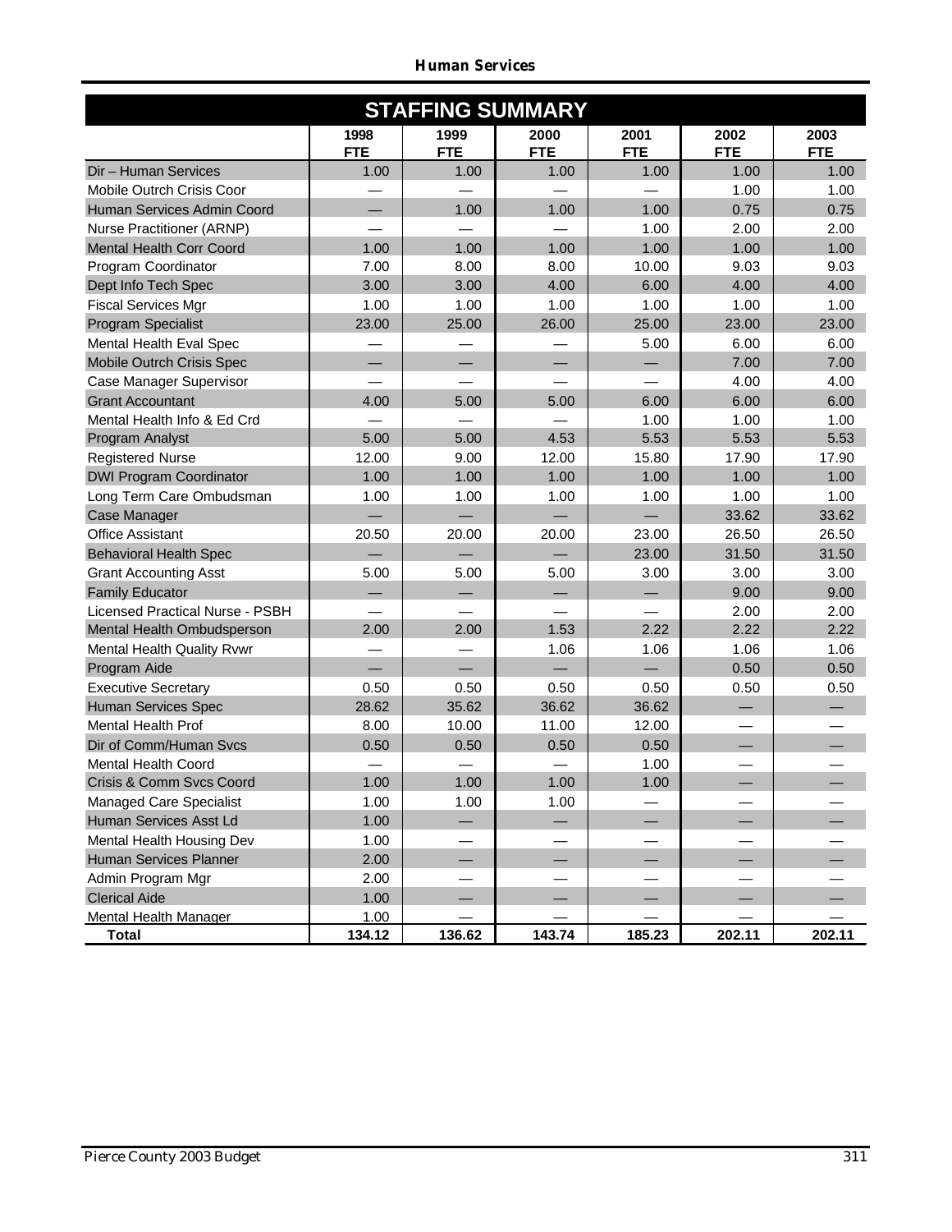## STAFFING SUMMARY

| | 1998 FTE | 1999 FTE | 2000 FTE | 2001 FTE | 2002 FTE | 2003 FTE |
|---|---|---|---|---|---|---|
| Dir – Human Services | 1.00 | 1.00 | 1.00 | 1.00 | 1.00 | 1.00 |
| Mobile Outrch Crisis Coor | — | — | — | — | 1.00 | 1.00 |
| Human Services Admin Coord | — | 1.00 | 1.00 | 1.00 | 0.75 | 0.75 |
| Nurse Practitioner (ARNP) | — | — | — | 1.00 | 2.00 | 2.00 |
| Mental Health Corr Coord | 1.00 | 1.00 | 1.00 | 1.00 | 1.00 | 1.00 |
| Program Coordinator | 7.00 | 8.00 | 8.00 | 10.00 | 9.03 | 9.03 |
| Dept Info Tech Spec | 3.00 | 3.00 | 4.00 | 6.00 | 4.00 | 4.00 |
| Fiscal Services Mgr | 1.00 | 1.00 | 1.00 | 1.00 | 1.00 | 1.00 |
| Program Specialist | 23.00 | 25.00 | 26.00 | 25.00 | 23.00 | 23.00 |
| Mental Health Eval Spec | — | — | — | 5.00 | 6.00 | 6.00 |
| Mobile Outrch Crisis Spec | — | — | — | — | 7.00 | 7.00 |
| Case Manager Supervisor | — | — | — | — | 4.00 | 4.00 |
| Grant Accountant | 4.00 | 5.00 | 5.00 | 6.00 | 6.00 | 6.00 |
| Mental Health Info & Ed Crd | — | — | — | 1.00 | 1.00 | 1.00 |
| Program Analyst | 5.00 | 5.00 | 4.53 | 5.53 | 5.53 | 5.53 |
| Registered Nurse | 12.00 | 9.00 | 12.00 | 15.80 | 17.90 | 17.90 |
| DWI Program Coordinator | 1.00 | 1.00 | 1.00 | 1.00 | 1.00 | 1.00 |
| Long Term Care Ombudsman | 1.00 | 1.00 | 1.00 | 1.00 | 1.00 | 1.00 |
| Case Manager | — | — | — | — | 33.62 | 33.62 |
| Office Assistant | 20.50 | 20.00 | 20.00 | 23.00 | 26.50 | 26.50 |
| Behavioral Health Spec | — | — | — | 23.00 | 31.50 | 31.50 |
| Grant Accounting Asst | 5.00 | 5.00 | 5.00 | 3.00 | 3.00 | 3.00 |
| Family Educator | — | — | — | — | 9.00 | 9.00 |
| Licensed Practical Nurse - PSBH | — | — | — | — | 2.00 | 2.00 |
| Mental Health Ombudsperson | 2.00 | 2.00 | 1.53 | 2.22 | 2.22 | 2.22 |
| Mental Health Quality Rvwr | — | — | 1.06 | 1.06 | 1.06 | 1.06 |
| Program Aide | — | — | — | — | 0.50 | 0.50 |
| Executive Secretary | 0.50 | 0.50 | 0.50 | 0.50 | 0.50 | 0.50 |
| Human Services Spec | 28.62 | 35.62 | 36.62 | 36.62 | — | — |
| Mental Health Prof | 8.00 | 10.00 | 11.00 | 12.00 | — | — |
| Dir of Comm/Human Svcs | 0.50 | 0.50 | 0.50 | 0.50 | — | — |
| Mental Health Coord | — | — | — | 1.00 | — | — |
| Crisis & Comm Svcs Coord | 1.00 | 1.00 | 1.00 | 1.00 | — | — |
| Managed Care Specialist | 1.00 | 1.00 | 1.00 | — | — | — |
| Human Services Asst Ld | 1.00 | — | — | — | — | — |
| Mental Health Housing Dev | 1.00 | — | — | — | — | — |
| Human Services Planner | 2.00 | — | — | — | — | — |
| Admin Program Mgr | 2.00 | — | — | — | — | — |
| Clerical Aide | 1.00 | — | — | — | — | — |
| Mental Health Manager | 1.00 | — | — | — | — | — |
| **Total** | **134.12** | **136.62** | **143.74** | **185.23** | **202.11** | **202.11** |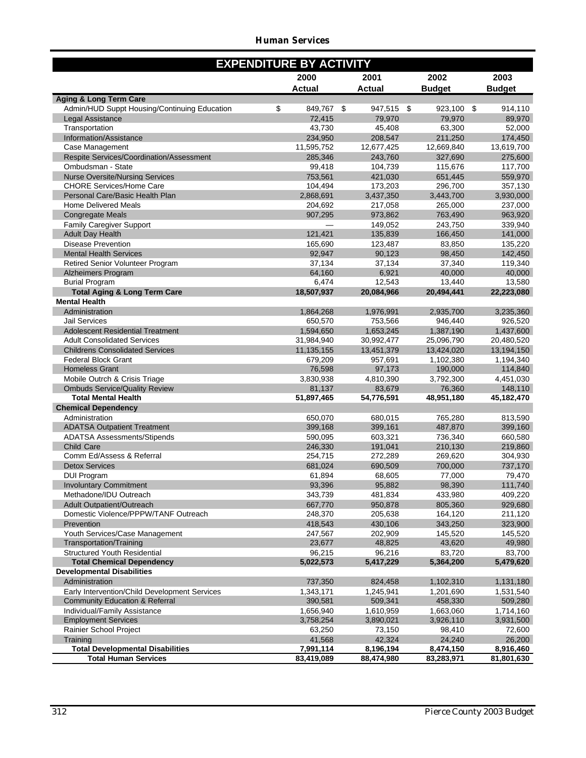## Human Services

### EXPENDITURE BY ACTIVITY

| | 2000 Actual | 2001 Actual | 2002 Budget | 2003 Budget |
|---|---|---|---|---|
| **Aging & Long Term Care** | | | | |
| Admin/HUD Suppt Housing/Continuing Education | $ 849,767 | $ 947,515 | $ 923,100 | $ 914,110 |
| Legal Assistance | 72,415 | 79,970 | 79,970 | 89,970 |
| Transportation | 43,730 | 45,408 | 63,300 | 52,000 |
| Information/Assistance | 234,950 | 208,547 | 211,250 | 174,450 |
| Case Management | 11,595,752 | 12,677,425 | 12,669,840 | 13,619,700 |
| Respite Services/Coordination/Assessment | 285,346 | 243,760 | 327,690 | 275,600 |
| Ombudsman - State | 99,418 | 104,739 | 115,676 | 117,700 |
| Nurse Oversite/Nursing Services | 753,561 | 421,030 | 651,445 | 559,970 |
| CHORE Services/Home Care | 104,494 | 173,203 | 296,700 | 357,130 |
| Personal Care/Basic Health Plan | 2,868,691 | 3,437,350 | 3,443,700 | 3,930,000 |
| Home Delivered Meals | 204,692 | 217,058 | 265,000 | 237,000 |
| Congregate Meals | 907,295 | 973,862 | 763,490 | 963,920 |
| Family Caregiver Support | — | 149,052 | 243,750 | 339,940 |
| Adult Day Health | 121,421 | 135,839 | 166,450 | 141,000 |
| Disease Prevention | 165,690 | 123,487 | 83,850 | 135,220 |
| Mental Health Services | 92,947 | 90,123 | 98,450 | 142,450 |
| Retired Senior Volunteer Program | 37,134 | 37,134 | 37,340 | 119,340 |
| Alzheimers Program | 64,160 | 6,921 | 40,000 | 40,000 |
| Burial Program | 6,474 | 12,543 | 13,440 | 13,580 |
| **Total Aging & Long Term Care** | **18,507,937** | **20,084,966** | **20,494,441** | **22,223,080** |
| **Mental Health** | | | | |
| Administration | 1,864,268 | 1,976,991 | 2,935,700 | 3,235,360 |
| Jail Services | 650,570 | 753,566 | 946,440 | 926,520 |
| Adolescent Residential Treatment | 1,594,650 | 1,653,245 | 1,387,190 | 1,437,600 |
| Adult Consolidated Services | 31,984,940 | 30,992,477 | 25,096,790 | 20,480,520 |
| Childrens Consolidated Services | 11,135,155 | 13,451,379 | 13,424,020 | 13,194,150 |
| Federal Block Grant | 679,209 | 957,691 | 1,102,380 | 1,194,340 |
| Homeless Grant | 76,598 | 97,173 | 190,000 | 114,840 |
| Mobile Outrch & Crisis Triage | 3,830,938 | 4,810,390 | 3,792,300 | 4,451,030 |
| Ombuds Service/Quality Review | 81,137 | 83,679 | 76,360 | 148,110 |
| **Total Mental Health** | **51,897,465** | **54,776,591** | **48,951,180** | **45,182,470** |
| **Chemical Dependency** | | | | |
| Administration | 650,070 | 680,015 | 765,280 | 813,590 |
| ADATSA Outpatient Treatment | 399,168 | 399,161 | 487,870 | 399,160 |
| ADATSA Assessments/Stipends | 590,095 | 603,321 | 736,340 | 660,580 |
| Child Care | 246,330 | 191,041 | 210,130 | 219,860 |
| Comm Ed/Assess & Referral | 254,715 | 272,289 | 269,620 | 304,930 |
| Detox Services | 681,024 | 690,509 | 700,000 | 737,170 |
| DUI Program | 61,894 | 68,605 | 77,000 | 79,470 |
| Involuntary Commitment | 93,396 | 95,882 | 98,390 | 111,740 |
| Methadone/IDU Outreach | 343,739 | 481,834 | 433,980 | 409,220 |
| Adult Outpatient/Outreach | 667,770 | 950,878 | 805,360 | 929,680 |
| Domestic Violence/PPPW/TANF Outreach | 248,370 | 205,638 | 164,120 | 211,120 |
| Prevention | 418,543 | 430,106 | 343,250 | 323,900 |
| Youth Services/Case Management | 247,567 | 202,909 | 145,520 | 145,520 |
| Transportation/Training | 23,677 | 48,825 | 43,620 | 49,980 |
| Structured Youth Residential | 96,215 | 96,216 | 83,720 | 83,700 |
| **Total Chemical Dependency** | **5,022,573** | **5,417,229** | **5,364,200** | **5,479,620** |
| **Developmental Disabilities** | | | | |
| Administration | 737,350 | 824,458 | 1,102,310 | 1,131,180 |
| Early Intervention/Child Development Services | 1,343,171 | 1,245,941 | 1,201,690 | 1,531,540 |
| Community Education & Referral | 390,581 | 509,341 | 458,330 | 509,280 |
| Individual/Family Assistance | 1,656,940 | 1,610,959 | 1,663,060 | 1,714,160 |
| Employment Services | 3,758,254 | 3,890,021 | 3,926,110 | 3,931,500 |
| Rainier School Project | 63,250 | 73,150 | 98,410 | 72,600 |
| Training | 41,568 | 42,324 | 24,240 | 26,200 |
| **Total Developmental Disabilities** | **7,991,114** | **8,196,194** | **8,474,150** | **8,916,460** |
| **Total Human Services** | **83,419,089** | **88,474,980** | **83,283,971** | **81,801,630** |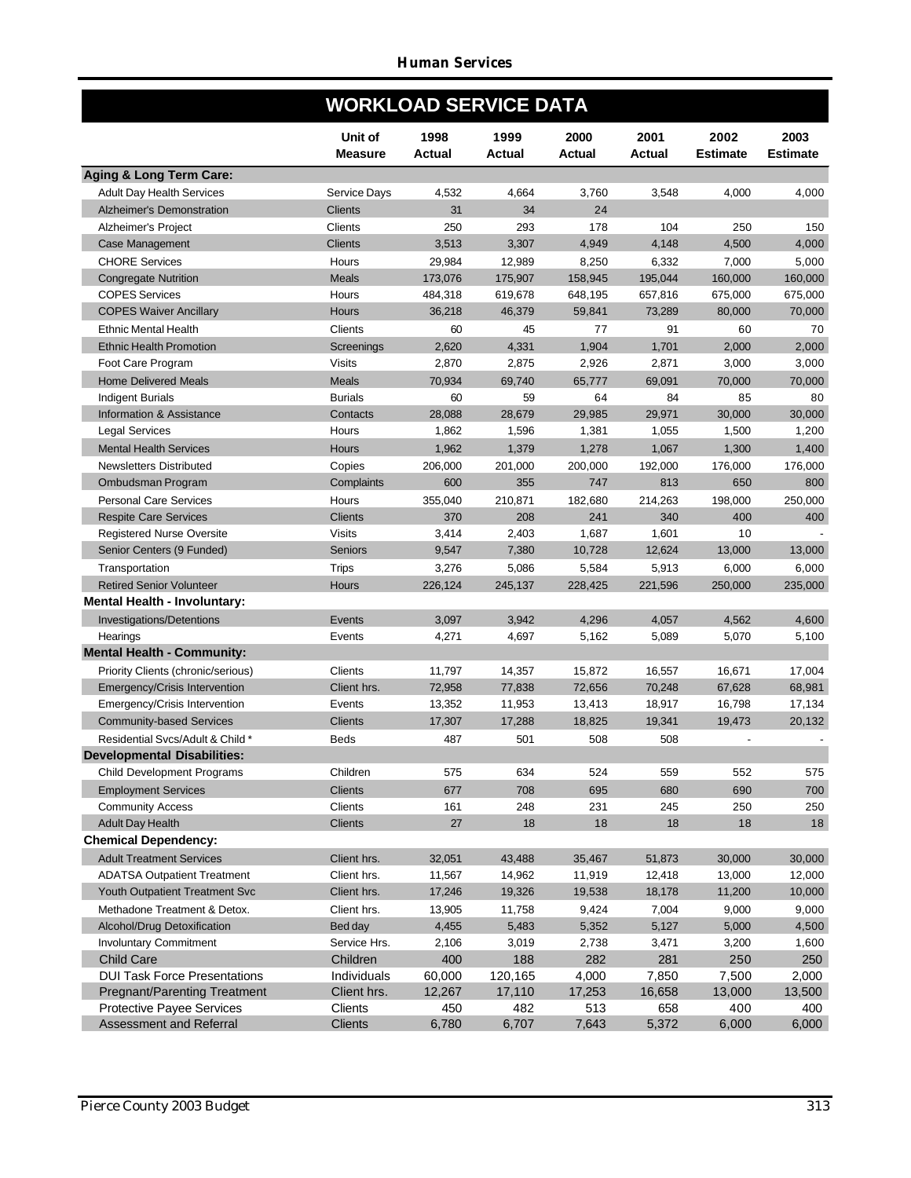## WORKLOAD SERVICE DATA

| | Unit of Measure | 1998 Actual | 1999 Actual | 2000 Actual | 2001 Actual | 2002 Estimate | 2003 Estimate |
|---|---|---|---|---|---|---|---|
| **Aging & Long Term Care:** | | | | | | | |
| Adult Day Health Services | Service Days | 4,532 | 4,664 | 3,760 | 3,548 | 4,000 | 4,000 |
| Alzheimer's Demonstration | Clients | 31 | 34 | 24 | | | |
| Alzheimer's Project | Clients | 250 | 293 | 178 | 104 | 250 | 150 |
| Case Management | Clients | 3,513 | 3,307 | 4,949 | 4,148 | 4,500 | 4,000 |
| CHORE Services | Hours | 29,984 | 12,989 | 8,250 | 6,332 | 7,000 | 5,000 |
| Congregate Nutrition | Meals | 173,076 | 175,907 | 158,945 | 195,044 | 160,000 | 160,000 |
| COPES Services | Hours | 484,318 | 619,678 | 648,195 | 657,816 | 675,000 | 675,000 |
| COPES Waiver Ancillary | Hours | 36,218 | 46,379 | 59,841 | 73,289 | 80,000 | 70,000 |
| Ethnic Mental Health | Clients | 60 | 45 | 77 | 91 | 60 | 70 |
| Ethnic Health Promotion | Screenings | 2,620 | 4,331 | 1,904 | 1,701 | 2,000 | 2,000 |
| Foot Care Program | Visits | 2,870 | 2,875 | 2,926 | 2,871 | 3,000 | 3,000 |
| Home Delivered Meals | Meals | 70,934 | 69,740 | 65,777 | 69,091 | 70,000 | 70,000 |
| Indigent Burials | Burials | 60 | 59 | 64 | 84 | 85 | 80 |
| Information & Assistance | Contacts | 28,088 | 28,679 | 29,985 | 29,971 | 30,000 | 30,000 |
| Legal Services | Hours | 1,862 | 1,596 | 1,381 | 1,055 | 1,500 | 1,200 |
| Mental Health Services | Hours | 1,962 | 1,379 | 1,278 | 1,067 | 1,300 | 1,400 |
| Newsletters Distributed | Copies | 206,000 | 201,000 | 200,000 | 192,000 | 176,000 | 176,000 |
| Ombudsman Program | Complaints | 600 | 355 | 747 | 813 | 650 | 800 |
| Personal Care Services | Hours | 355,040 | 210,871 | 182,680 | 214,263 | 198,000 | 250,000 |
| Respite Care Services | Clients | 370 | 208 | 241 | 340 | 400 | 400 |
| Registered Nurse Oversite | Visits | 3,414 | 2,403 | 1,687 | 1,601 | 10 | - |
| Senior Centers (9 Funded) | Seniors | 9,547 | 7,380 | 10,728 | 12,624 | 13,000 | 13,000 |
| Transportation | Trips | 3,276 | 5,086 | 5,584 | 5,913 | 6,000 | 6,000 |
| Retired Senior Volunteer | Hours | 226,124 | 245,137 | 228,425 | 221,596 | 250,000 | 235,000 |
| **Mental Health - Involuntary:** | | | | | | | |
| Investigations/Detentions | Events | 3,097 | 3,942 | 4,296 | 4,057 | 4,562 | 4,600 |
| Hearings | Events | 4,271 | 4,697 | 5,162 | 5,089 | 5,070 | 5,100 |
| **Mental Health - Community:** | | | | | | | |
| Priority Clients (chronic/serious) | Clients | 11,797 | 14,357 | 15,872 | 16,557 | 16,671 | 17,004 |
| Emergency/Crisis Intervention | Client hrs. | 72,958 | 77,838 | 72,656 | 70,248 | 67,628 | 68,981 |
| Emergency/Crisis Intervention | Events | 13,352 | 11,953 | 13,413 | 18,917 | 16,798 | 17,134 |
| Community-based Services | Clients | 17,307 | 17,288 | 18,825 | 19,341 | 19,473 | 20,132 |
| Residential Svcs/Adult & Child * | Beds | 487 | 501 | 508 | 508 | - | - |
| **Developmental Disabilities:** | | | | | | | |
| Child Development Programs | Children | 575 | 634 | 524 | 559 | 552 | 575 |
| Employment Services | Clients | 677 | 708 | 695 | 680 | 690 | 700 |
| Community Access | Clients | 161 | 248 | 231 | 245 | 250 | 250 |
| Adult Day Health | Clients | 27 | 18 | 18 | 18 | 18 | 18 |
| **Chemical Dependency:** | | | | | | | |
| Adult Treatment Services | Client hrs. | 32,051 | 43,488 | 35,467 | 51,873 | 30,000 | 30,000 |
| ADATSA Outpatient Treatment | Client hrs. | 11,567 | 14,962 | 11,919 | 12,418 | 13,000 | 12,000 |
| Youth Outpatient Treatment Svc | Client hrs. | 17,246 | 19,326 | 19,538 | 18,178 | 11,200 | 10,000 |
| Methadone Treatment & Detox. | Client hrs. | 13,905 | 11,758 | 9,424 | 7,004 | 9,000 | 9,000 |
| Alcohol/Drug Detoxification | Bed day | 4,455 | 5,483 | 5,352 | 5,127 | 5,000 | 4,500 |
| Involuntary Commitment | Service Hrs. | 2,106 | 3,019 | 2,738 | 3,471 | 3,200 | 1,600 |
| Child Care | Children | 400 | 188 | 282 | 281 | 250 | 250 |
| DUI Task Force Presentations | Individuals | 60,000 | 120,165 | 4,000 | 7,850 | 7,500 | 2,000 |
| Pregnant/Parenting Treatment | Client hrs. | 12,267 | 17,110 | 17,253 | 16,658 | 13,000 | 13,500 |
| Protective Payee Services | Clients | 450 | 482 | 513 | 658 | 400 | 400 |
| Assessment and Referral | Clients | 6,780 | 6,707 | 7,643 | 5,372 | 6,000 | 6,000 |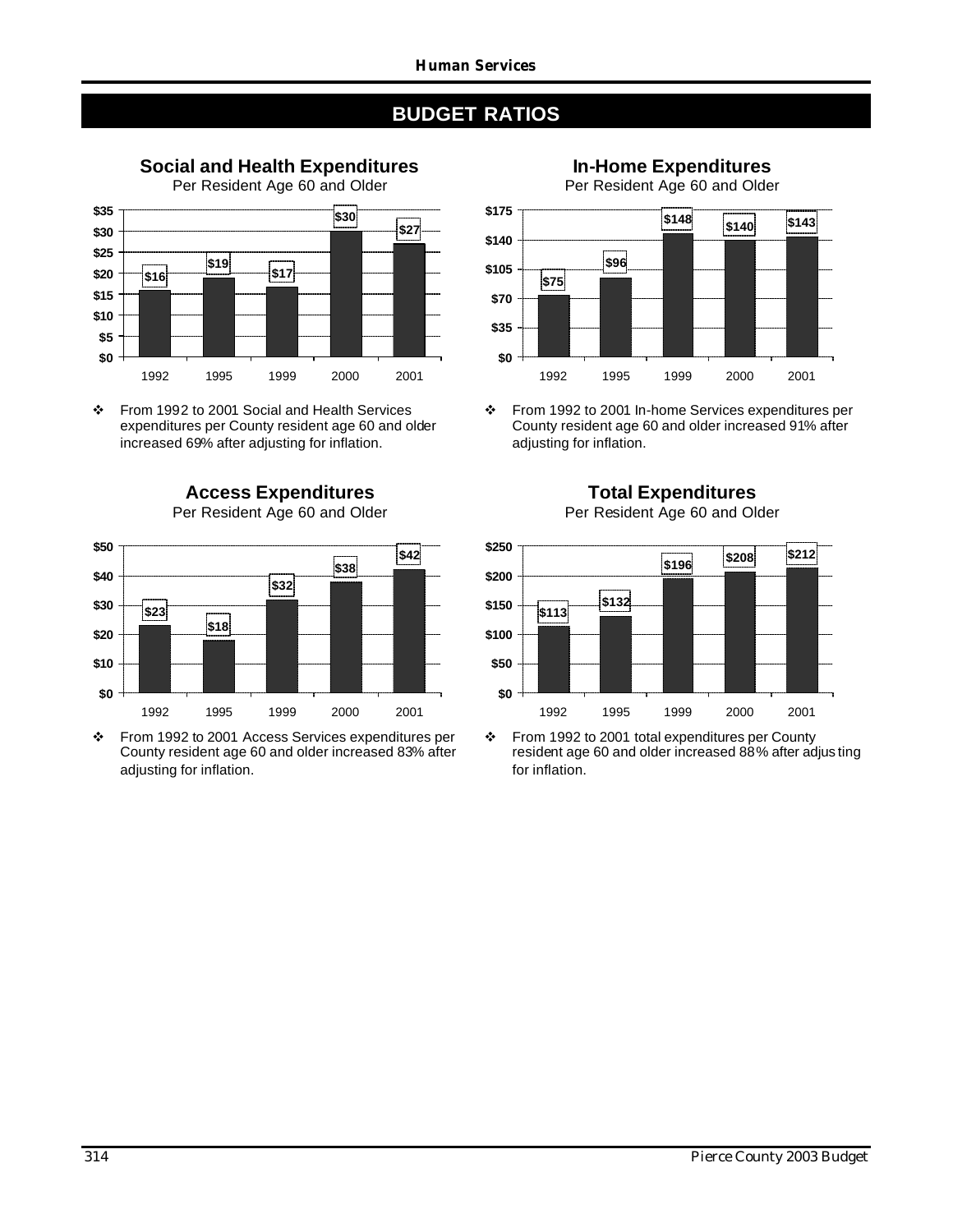## BUDGET RATIOS

### Social and Health Expenditures

Per Resident Age 60 and Older

| Year | Amount |
|---|---|
| 1992 | $16 |
| 1995 | $19 |
| 1999 | $17 |
| 2000 | $30 |
| 2001 | $27 |

- From 1992 to 2001 Social and Health Services expenditures per County resident age 60 and older increased 69% after adjusting for inflation.

### In-Home Expenditures

Per Resident Age 60 and Older

| Year | Amount |
|---|---|
| 1992 | $75 |
| 1995 | $96 |
| 1999 | $148 |
| 2000 | $140 |
| 2001 | $143 |

- From 1992 to 2001 In-home Services expenditures per County resident age 60 and older increased 91% after adjusting for inflation.

### Access Expenditures

Per Resident Age 60 and Older

| Year | Amount |
|---|---|
| 1992 | $23 |
| 1995 | $18 |
| 1999 | $32 |
| 2000 | $38 |
| 2001 | $42 |

- From 1992 to 2001 Access Services expenditures per County resident age 60 and older increased 83% after adjusting for inflation.

### Total Expenditures

Per Resident Age 60 and Older

| Year | Amount |
|---|---|
| 1992 | $113 |
| 1995 | $132 |
| 1999 | $196 |
| 2000 | $208 |
| 2001 | $212 |

- From 1992 to 2001 total expenditures per County resident age 60 and older increased 88% after adjusting for inflation.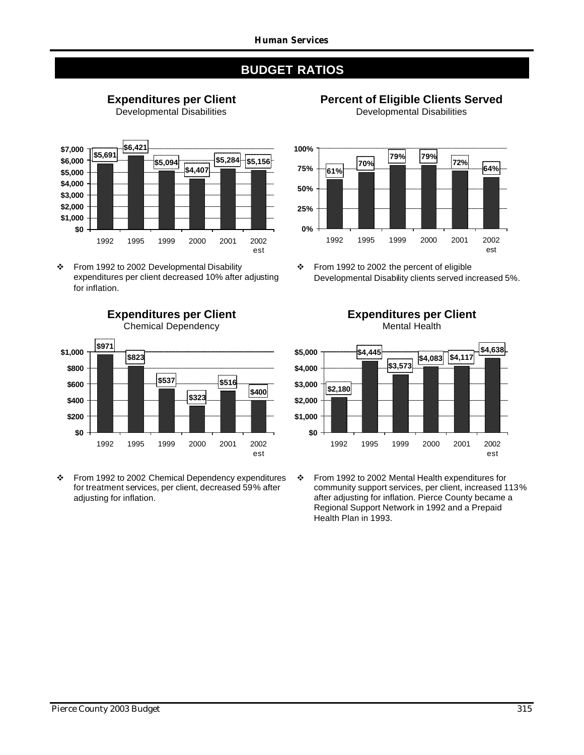# BUDGET RATIOS

### Expenditures per Client
Developmental Disabilities

| Year | Expenditures per Client |
|---|---|
| 1992 | $5,691 |
| 1995 | $6,421 |
| 1999 | $5,094 |
| 2000 | $4,407 |
| 2001 | $5,284 |
| 2002 est | $5,156 |

- From 1992 to 2002 Developmental Disability expenditures per client decreased 10% after adjusting for inflation.

### Percent of Eligible Clients Served
Developmental Disabilities

| Year | Percent Served |
|---|---|
| 1992 | 61% |
| 1995 | 70% |
| 1999 | 79% |
| 2000 | 79% |
| 2001 | 72% |
| 2002 est | 64% |

- From 1992 to 2002 the percent of eligible Developmental Disability clients served increased 5%.

### Expenditures per Client
Chemical Dependency

| Year | Expenditures per Client |
|---|---|
| 1992 | $971 |
| 1995 | $823 |
| 1999 | $537 |
| 2000 | $323 |
| 2001 | $516 |
| 2002 est | $400 |

- From 1992 to 2002 Chemical Dependency expenditures for treatment services, per client, decreased 59% after adjusting for inflation.

### Expenditures per Client
Mental Health

| Year | Expenditures per Client |
|---|---|
| 1992 | $2,180 |
| 1995 | $4,445 |
| 1999 | $3,573 |
| 2000 | $4,083 |
| 2001 | $4,117 |
| 2002 est | $4,638 |

- From 1992 to 2002 Mental Health expenditures for community support services, per client, increased 113% after adjusting for inflation. Pierce County became a Regional Support Network in 1992 and a Prepaid Health Plan in 1993.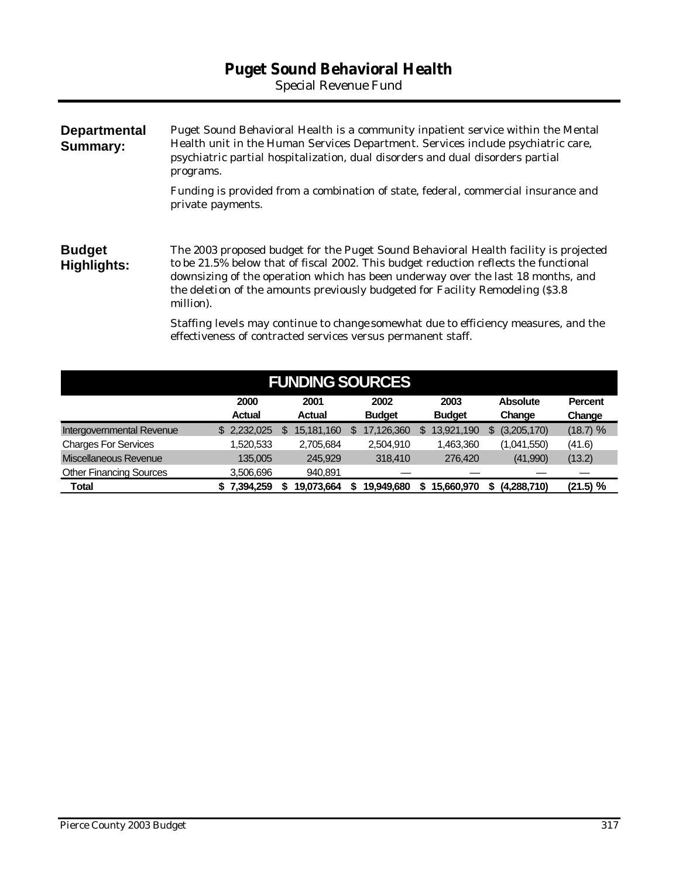# Puget Sound Behavioral Health

Special Revenue Fund

**Departmental Summary:**

Puget Sound Behavioral Health is a community inpatient service within the Mental Health unit in the Human Services Department. Services include psychiatric care, psychiatric partial hospitalization, dual disorders and dual disorders partial programs.

Funding is provided from a combination of state, federal, commercial insurance and private payments.

**Budget Highlights:**

The 2003 proposed budget for the Puget Sound Behavioral Health facility is projected to be 21.5% below that of fiscal 2002. This budget reduction reflects the functional downsizing of the operation which has been underway over the last 18 months, and the deletion of the amounts previously budgeted for Facility Remodeling ($3.8 million).

Staffing levels may continue to change somewhat due to efficiency measures, and the effectiveness of contracted services versus permanent staff.

## FUNDING SOURCES

| | 2000 Actual | 2001 Actual | 2002 Budget | 2003 Budget | Absolute Change | Percent Change |
|---|---|---|---|---|---|---|
| Intergovernmental Revenue | $ 2,232,025 | $ 15,181,160 | $ 17,126,360 | $ 13,921,190 | $ (3,205,170) | (18.7) % |
| Charges For Services | 1,520,533 | 2,705,684 | 2,504,910 | 1,463,360 | (1,041,550) | (41.6) |
| Miscellaneous Revenue | 135,005 | 245,929 | 318,410 | 276,420 | (41,990) | (13.2) |
| Other Financing Sources | 3,506,696 | 940,891 | — | — | — | — |
| **Total** | **$ 7,394,259** | **$ 19,073,664** | **$ 19,949,680** | **$ 15,660,970** | **$ (4,288,710)** | **(21.5) %** |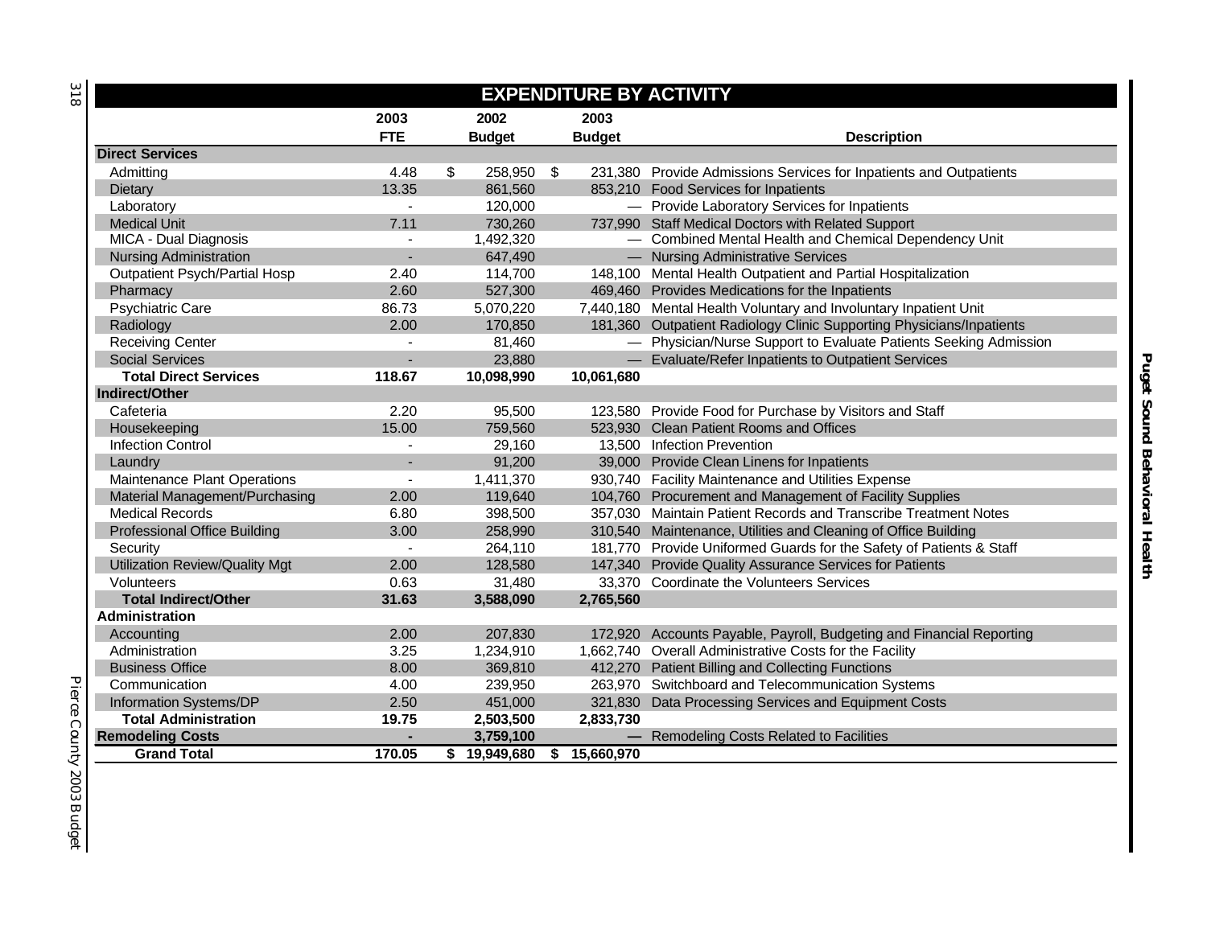## EXPENDITURE BY ACTIVITY

| | 2003 FTE | 2002 Budget | 2003 Budget | Description |
|---|---|---|---|---|
| **Direct Services** | | | | |
| Admitting | 4.48 | $ 258,950 | $ 231,380 | Provide Admissions Services for Inpatients and Outpatients |
| Dietary | 13.35 | 861,560 | 853,210 | Food Services for Inpatients |
| Laboratory | - | 120,000 | — | Provide Laboratory Services for Inpatients |
| Medical Unit | 7.11 | 730,260 | 737,990 | Staff Medical Doctors with Related Support |
| MICA - Dual Diagnosis | - | 1,492,320 | — | Combined Mental Health and Chemical Dependency Unit |
| Nursing Administration | - | 647,490 | — | Nursing Administrative Services |
| Outpatient Psych/Partial Hosp | 2.40 | 114,700 | 148,100 | Mental Health Outpatient and Partial Hospitalization |
| Pharmacy | 2.60 | 527,300 | 469,460 | Provides Medications for the Inpatients |
| Psychiatric Care | 86.73 | 5,070,220 | 7,440,180 | Mental Health Voluntary and Involuntary Inpatient Unit |
| Radiology | 2.00 | 170,850 | 181,360 | Outpatient Radiology Clinic Supporting Physicians/Inpatients |
| Receiving Center | - | 81,460 | — | Physician/Nurse Support to Evaluate Patients Seeking Admission |
| Social Services | - | 23,880 | — | Evaluate/Refer Inpatients to Outpatient Services |
| **Total Direct Services** | **118.67** | **10,098,990** | **10,061,680** | |
| **Indirect/Other** | | | | |
| Cafeteria | 2.20 | 95,500 | 123,580 | Provide Food for Purchase by Visitors and Staff |
| Housekeeping | 15.00 | 759,560 | 523,930 | Clean Patient Rooms and Offices |
| Infection Control | - | 29,160 | 13,500 | Infection Prevention |
| Laundry | - | 91,200 | 39,000 | Provide Clean Linens for Inpatients |
| Maintenance Plant Operations | - | 1,411,370 | 930,740 | Facility Maintenance and Utilities Expense |
| Material Management/Purchasing | 2.00 | 119,640 | 104,760 | Procurement and Management of Facility Supplies |
| Medical Records | 6.80 | 398,500 | 357,030 | Maintain Patient Records and Transcribe Treatment Notes |
| Professional Office Building | 3.00 | 258,990 | 310,540 | Maintenance, Utilities and Cleaning of Office Building |
| Security | - | 264,110 | 181,770 | Provide Uniformed Guards for the Safety of Patients & Staff |
| Utilization Review/Quality Mgt | 2.00 | 128,580 | 147,340 | Provide Quality Assurance Services for Patients |
| Volunteers | 0.63 | 31,480 | 33,370 | Coordinate the Volunteers Services |
| **Total Indirect/Other** | **31.63** | **3,588,090** | **2,765,560** | |
| **Administration** | | | | |
| Accounting | 2.00 | 207,830 | 172,920 | Accounts Payable, Payroll, Budgeting and Financial Reporting |
| Administration | 3.25 | 1,234,910 | 1,662,740 | Overall Administrative Costs for the Facility |
| Business Office | 8.00 | 369,810 | 412,270 | Patient Billing and Collecting Functions |
| Communication | 4.00 | 239,950 | 263,970 | Switchboard and Telecommunication Systems |
| Information Systems/DP | 2.50 | 451,000 | 321,830 | Data Processing Services and Equipment Costs |
| **Total Administration** | **19.75** | **2,503,500** | **2,833,730** | |
| **Remodeling Costs** | **-** | **3,759,100** | **—** | Remodeling Costs Related to Facilities |
| **Grand Total** | **170.05** | **$ 19,949,680** | **$ 15,660,970** | |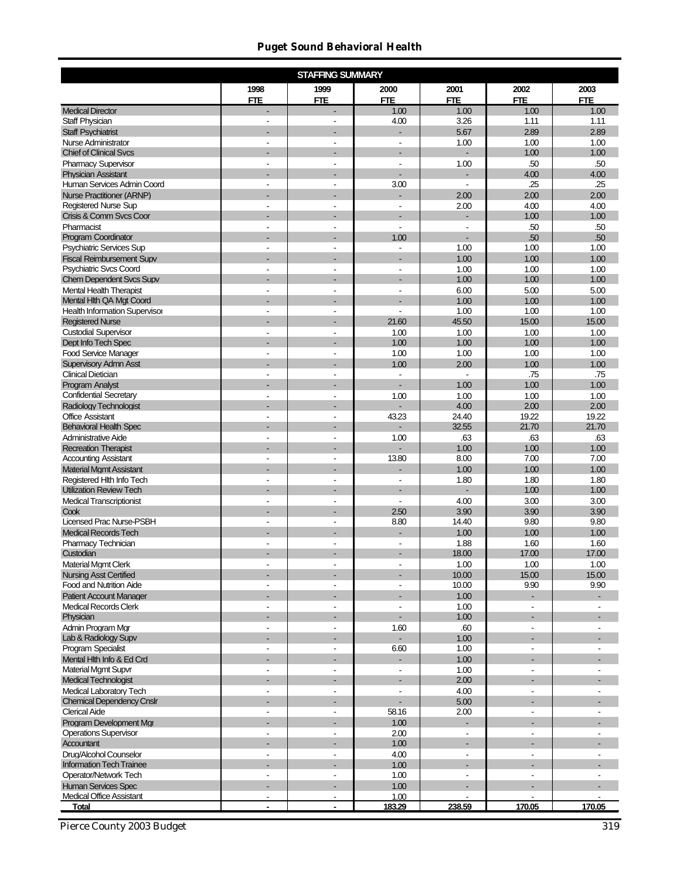## Puget Sound Behavioral Health

| STAFFING SUMMARY | 1998 FTE | 1999 FTE | 2000 FTE | 2001 FTE | 2002 FTE | 2003 FTE |
|---|---|---|---|---|---|---|
| Medical Director | - | - | 1.00 | 1.00 | 1.00 | 1.00 |
| Staff Physician | - | - | 4.00 | 3.26 | 1.11 | 1.11 |
| Staff Psychiatrist | - | - | - | 5.67 | 2.89 | 2.89 |
| Nurse Administrator | - | - | - | 1.00 | 1.00 | 1.00 |
| Chief of Clinical Svcs | - | - | - | - | 1.00 | 1.00 |
| Pharmacy Supervisor | - | - | - | 1.00 | .50 | .50 |
| Physician Assistant | - | - | - | - | 4.00 | 4.00 |
| Human Services Admin Coord | - | - | 3.00 | - | .25 | .25 |
| Nurse Practitioner (ARNP) | - | - | - | 2.00 | 2.00 | 2.00 |
| Registered Nurse Sup | - | - | - | 2.00 | 4.00 | 4.00 |
| Crisis & Comm Svcs Coor | - | - | - | - | 1.00 | 1.00 |
| Pharmacist | - | - | - | - | .50 | .50 |
| Program Coordinator | - | - | 1.00 | - | .50 | .50 |
| Psychiatric Services Sup | - | - | - | 1.00 | 1.00 | 1.00 |
| Fiscal Reimbursement Supv | - | - | - | 1.00 | 1.00 | 1.00 |
| Psychiatric Svcs Coord | - | - | - | 1.00 | 1.00 | 1.00 |
| Chem Dependent Svcs Supv | - | - | - | 1.00 | 1.00 | 1.00 |
| Mental Health Therapist | - | - | - | 6.00 | 5.00 | 5.00 |
| Mental Hlth QA Mgt Coord | - | - | - | 1.00 | 1.00 | 1.00 |
| Health Information Supervisor | - | - | - | 1.00 | 1.00 | 1.00 |
| Registered Nurse | - | - | 21.60 | 45.50 | 15.00 | 15.00 |
| Custodial Supervisor | - | - | 1.00 | 1.00 | 1.00 | 1.00 |
| Dept Info Tech Spec | - | - | 1.00 | 1.00 | 1.00 | 1.00 |
| Food Service Manager | - | - | 1.00 | 1.00 | 1.00 | 1.00 |
| Supervisory Admn Asst | - | - | 1.00 | 2.00 | 1.00 | 1.00 |
| Clinical Dietician | - | - | - | - | .75 | .75 |
| Program Analyst | - | - | - | 1.00 | 1.00 | 1.00 |
| Confidential Secretary | - | - | 1.00 | 1.00 | 1.00 | 1.00 |
| Radiology Technologist | - | - | - | 4.00 | 2.00 | 2.00 |
| Office Assistant | - | - | 43.23 | 24.40 | 19.22 | 19.22 |
| Behavioral Health Spec | - | - | - | 32.55 | 21.70 | 21.70 |
| Administrative Aide | - | - | 1.00 | .63 | .63 | .63 |
| Recreation Therapist | - | - | - | 1.00 | 1.00 | 1.00 |
| Accounting Assistant | - | - | 13.80 | 8.00 | 7.00 | 7.00 |
| Material Mgmt Assistant | - | - | - | 1.00 | 1.00 | 1.00 |
| Registered Hlth Info Tech | - | - | - | 1.80 | 1.80 | 1.80 |
| Utilization Review Tech | - | - | - | - | 1.00 | 1.00 |
| Medical Transcriptionist | - | - | - | 4.00 | 3.00 | 3.00 |
| Cook | - | - | 2.50 | 3.90 | 3.90 | 3.90 |
| Licensed Prac Nurse-PSBH | - | - | 8.80 | 14.40 | 9.80 | 9.80 |
| Medical Records Tech | - | - | - | 1.00 | 1.00 | 1.00 |
| Pharmacy Technician | - | - | - | 1.88 | 1.60 | 1.60 |
| Custodian | - | - | - | 18.00 | 17.00 | 17.00 |
| Material Mgmt Clerk | - | - | - | 1.00 | 1.00 | 1.00 |
| Nursing Asst Certified | - | - | - | 10.00 | 15.00 | 15.00 |
| Food and Nutrition Aide | - | - | - | 10.00 | 9.90 | 9.90 |
| Patient Account Manager | - | - | - | 1.00 | - | - |
| Medical Records Clerk | - | - | - | 1.00 | - | - |
| Physician | - | - | - | 1.00 | - | - |
| Admin Program Mgr | - | - | 1.60 | .60 | - | - |
| Lab & Radiology Supv | - | - | - | 1.00 | - | - |
| Program Specialist | - | - | 6.60 | 1.00 | - | - |
| Mental Hlth Info & Ed Crd | - | - | - | 1.00 | - | - |
| Material Mgmt Supvr | - | - | - | 1.00 | - | - |
| Medical Technologist | - | - | - | 2.00 | - | - |
| Medical Laboratory Tech | - | - | - | 4.00 | - | - |
| Chemical Dependency Cnslr | - | - | - | 5.00 | - | - |
| Clerical Aide | - | - | 58.16 | 2.00 | - | - |
| Program Development Mgr | - | - | 1.00 | - | - | - |
| Operations Supervisor | - | - | 2.00 | - | - | - |
| Accountant | - | - | 1.00 | - | - | - |
| Drug/Alcohol Counselor | - | - | 4.00 | - | - | - |
| Information Tech Trainee | - | - | 1.00 | - | - | - |
| Operator/Network Tech | - | - | 1.00 | - | - | - |
| Human Services Spec | - | - | 1.00 | - | - | - |
| Medical Office Assistant | - | - | 1.00 | - | - | - |
| **Total** | **-** | **-** | **183.29** | **238.59** | **170.05** | **170.05** |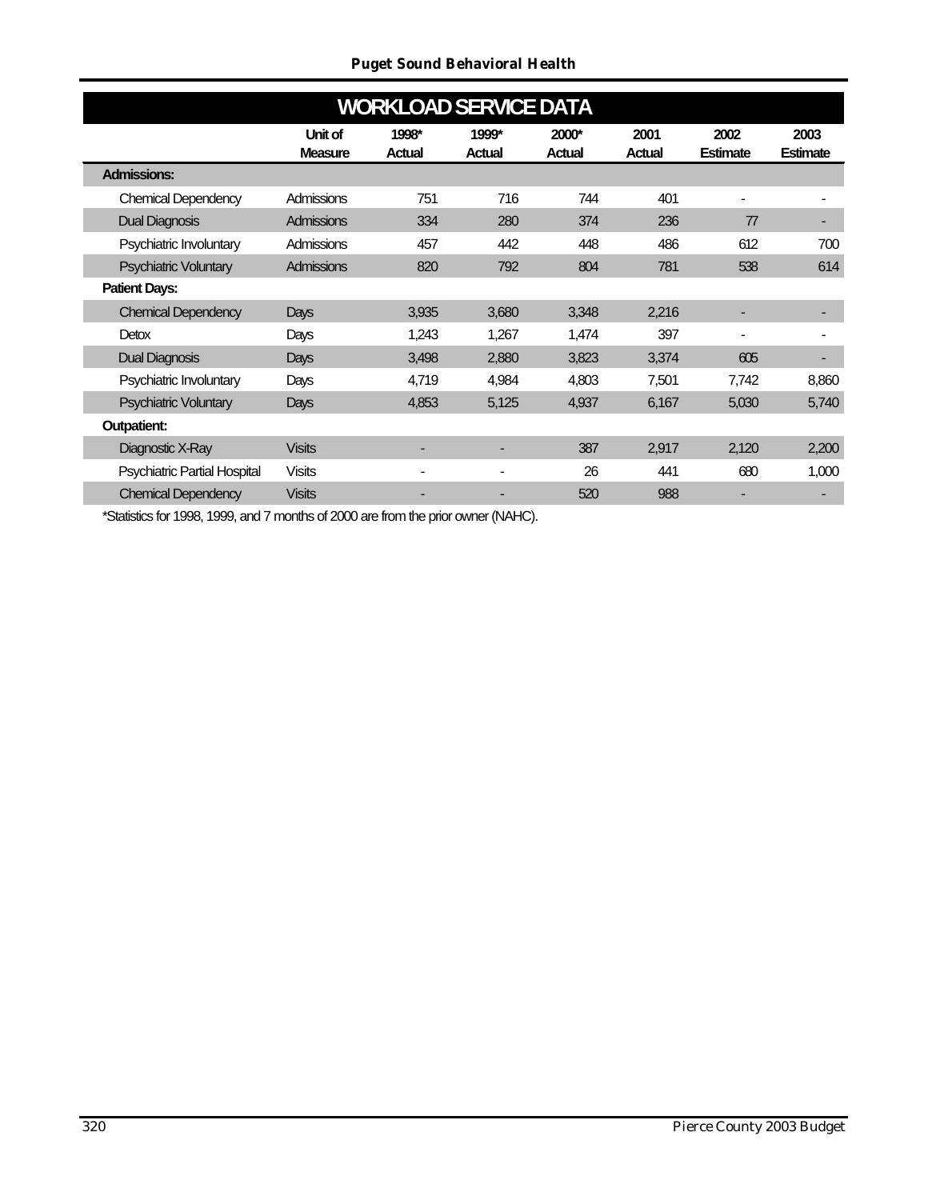## WORKLOAD SERVICE DATA

| | Unit of Measure | 1998* Actual | 1999* Actual | 2000* Actual | 2001 Actual | 2002 Estimate | 2003 Estimate |
|---|---|---|---|---|---|---|---|
| **Admissions:** | | | | | | | |
| Chemical Dependency | Admissions | 751 | 716 | 744 | 401 | - | - |
| Dual Diagnosis | Admissions | 334 | 280 | 374 | 236 | 77 | - |
| Psychiatric Involuntary | Admissions | 457 | 442 | 448 | 486 | 612 | 700 |
| Psychiatric Voluntary | Admissions | 820 | 792 | 804 | 781 | 538 | 614 |
| **Patient Days:** | | | | | | | |
| Chemical Dependency | Days | 3,935 | 3,680 | 3,348 | 2,216 | - | - |
| Detox | Days | 1,243 | 1,267 | 1,474 | 397 | - | - |
| Dual Diagnosis | Days | 3,498 | 2,880 | 3,823 | 3,374 | 605 | - |
| Psychiatric Involuntary | Days | 4,719 | 4,984 | 4,803 | 7,501 | 7,742 | 8,860 |
| Psychiatric Voluntary | Days | 4,853 | 5,125 | 4,937 | 6,167 | 5,030 | 5,740 |
| **Outpatient:** | | | | | | | |
| Diagnostic X-Ray | Visits | - | - | 387 | 2,917 | 2,120 | 2,200 |
| Psychiatric Partial Hospital | Visits | - | - | 26 | 441 | 680 | 1,000 |
| Chemical Dependency | Visits | - | - | 520 | 988 | - | - |

*Statistics for 1998, 1999, and 7 months of 2000 are from the prior owner (NAHC).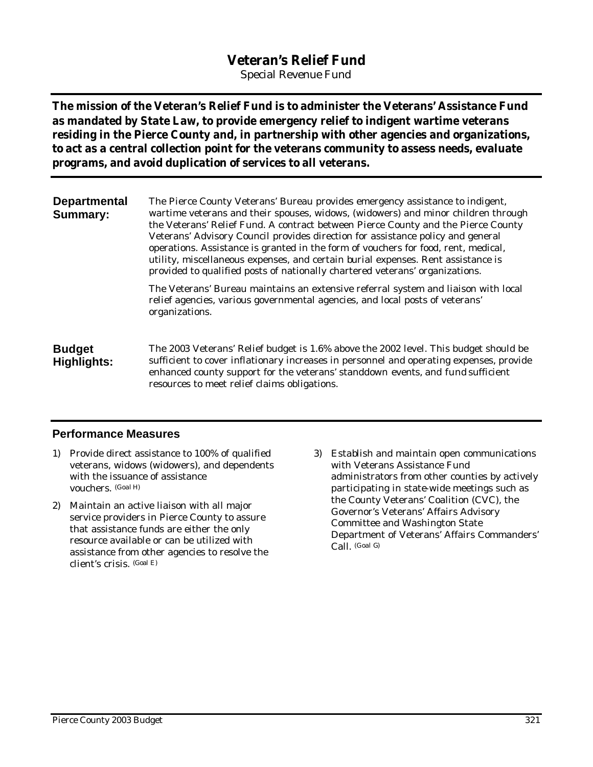# Veteran's Relief Fund

Special Revenue Fund

**The mission of the Veteran's Relief Fund is to administer the Veterans' Assistance Fund as mandated by State Law, to provide emergency relief to indigent wartime veterans residing in the Pierce County and, in partnership with other agencies and organizations, to act as a central collection point for the veterans community to assess needs, evaluate programs, and avoid duplication of services to all veterans.**

**Departmental Summary:**

The Pierce County Veterans' Bureau provides emergency assistance to indigent, wartime veterans and their spouses, widows, (widowers) and minor children through the Veterans' Relief Fund. A contract between Pierce County and the Pierce County Veterans' Advisory Council provides direction for assistance policy and general operations. Assistance is granted in the form of vouchers for food, rent, medical, utility, miscellaneous expenses, and certain burial expenses. Rent assistance is provided to qualified posts of nationally chartered veterans' organizations.

The Veterans' Bureau maintains an extensive referral system and liaison with local relief agencies, various governmental agencies, and local posts of veterans' organizations.

**Budget Highlights:**

The 2003 Veterans' Relief budget is 1.6% above the 2002 level. This budget should be sufficient to cover inflationary increases in personnel and operating expenses, provide enhanced county support for the veterans' standdown events, and fund sufficient resources to meet relief claims obligations.

## Performance Measures

1) Provide direct assistance to 100% of qualified veterans, widows (widowers), and dependents with the issuance of assistance vouchers. (Goal H)
2) Maintain an active liaison with all major service providers in Pierce County to assure that assistance funds are either the only resource available or can be utilized with assistance from other agencies to resolve the client's crisis. (Goal E)
3) Establish and maintain open communications with Veterans Assistance Fund administrators from other counties by actively participating in state-wide meetings such as the County Veterans' Coalition (CVC), the Governor's Veterans' Affairs Advisory Committee and Washington State Department of Veterans' Affairs Commanders' Call. (Goal G)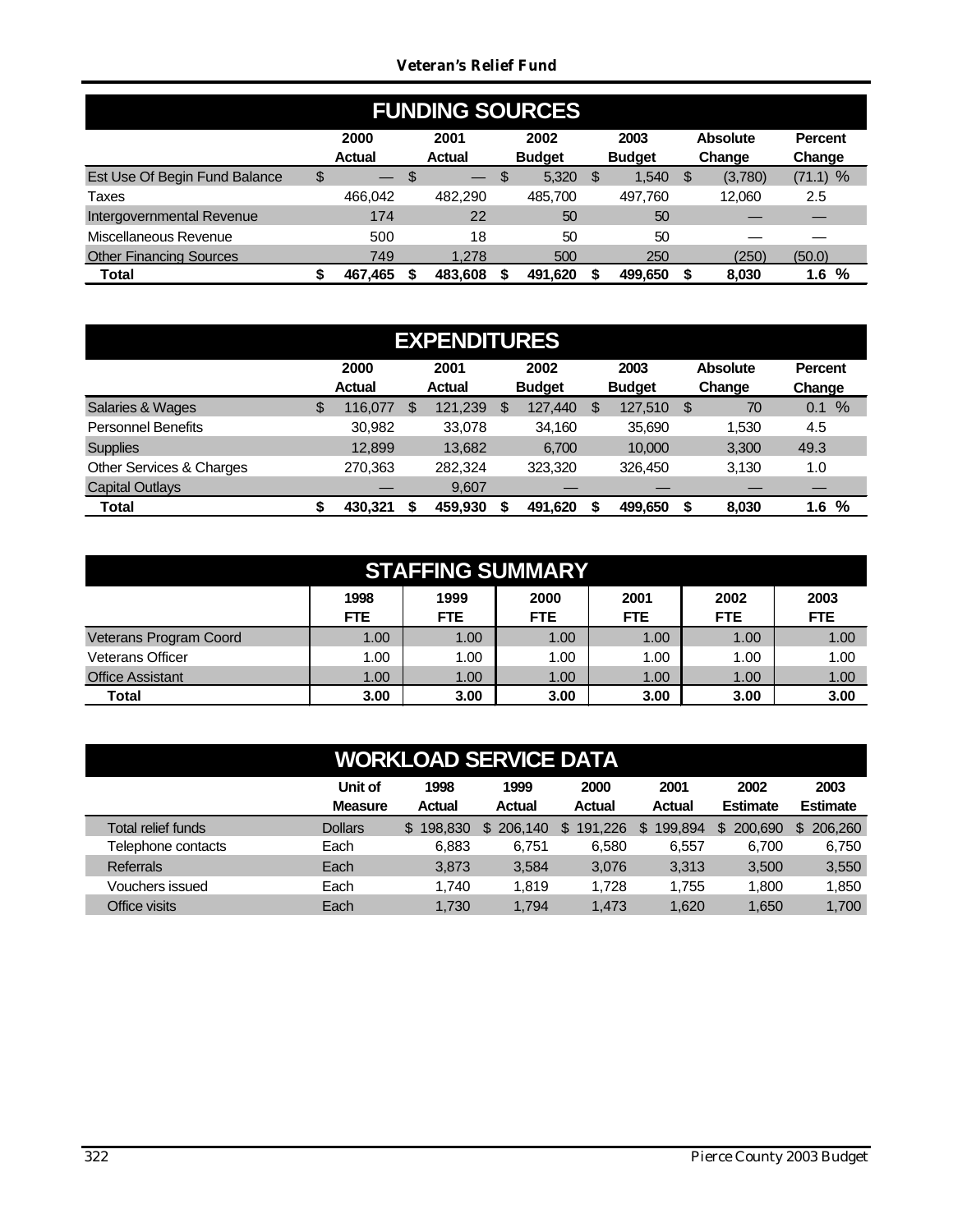# Veteran's Relief Fund

## FUNDING SOURCES

| | 2000 Actual | 2001 Actual | 2002 Budget | 2003 Budget | Absolute Change | Percent Change |
|---|---|---|---|---|---|---|
| Est Use Of Begin Fund Balance | $ — | $ — | $ 5,320 | $ 1,540 | $ (3,780) | (71.1) % |
| Taxes | 466,042 | 482,290 | 485,700 | 497,760 | 12,060 | 2.5 |
| Intergovernmental Revenue | 174 | 22 | 50 | 50 | — | — |
| Miscellaneous Revenue | 500 | 18 | 50 | 50 | — | — |
| Other Financing Sources | 749 | 1,278 | 500 | 250 | (250) | (50.0) |
| **Total** | **$ 467,465** | **$ 483,608** | **$ 491,620** | **$ 499,650** | **$ 8,030** | **1.6 %** |

## EXPENDITURES

| | 2000 Actual | 2001 Actual | 2002 Budget | 2003 Budget | Absolute Change | Percent Change |
|---|---|---|---|---|---|---|
| Salaries & Wages | $ 116,077 | $ 121,239 | $ 127,440 | $ 127,510 | $ 70 | 0.1 % |
| Personnel Benefits | 30,982 | 33,078 | 34,160 | 35,690 | 1,530 | 4.5 |
| Supplies | 12,899 | 13,682 | 6,700 | 10,000 | 3,300 | 49.3 |
| Other Services & Charges | 270,363 | 282,324 | 323,320 | 326,450 | 3,130 | 1.0 |
| Capital Outlays | — | 9,607 | — | — | — | — |
| **Total** | **$ 430,321** | **$ 459,930** | **$ 491,620** | **$ 499,650** | **$ 8,030** | **1.6 %** |

## STAFFING SUMMARY

| | 1998 FTE | 1999 FTE | 2000 FTE | 2001 FTE | 2002 FTE | 2003 FTE |
|---|---|---|---|---|---|---|
| Veterans Program Coord | 1.00 | 1.00 | 1.00 | 1.00 | 1.00 | 1.00 |
| Veterans Officer | 1.00 | 1.00 | 1.00 | 1.00 | 1.00 | 1.00 |
| Office Assistant | 1.00 | 1.00 | 1.00 | 1.00 | 1.00 | 1.00 |
| **Total** | **3.00** | **3.00** | **3.00** | **3.00** | **3.00** | **3.00** |

## WORKLOAD SERVICE DATA

| | Unit of Measure | 1998 Actual | 1999 Actual | 2000 Actual | 2001 Actual | 2002 Estimate | 2003 Estimate |
|---|---|---|---|---|---|---|---|
| Total relief funds | Dollars | $ 198,830 | $ 206,140 | $ 191,226 | $ 199,894 | $ 200,690 | $ 206,260 |
| Telephone contacts | Each | 6,883 | 6,751 | 6,580 | 6,557 | 6,700 | 6,750 |
| Referrals | Each | 3,873 | 3,584 | 3,076 | 3,313 | 3,500 | 3,550 |
| Vouchers issued | Each | 1,740 | 1,819 | 1,728 | 1,755 | 1,800 | 1,850 |
| Office visits | Each | 1,730 | 1,794 | 1,473 | 1,620 | 1,650 | 1,700 |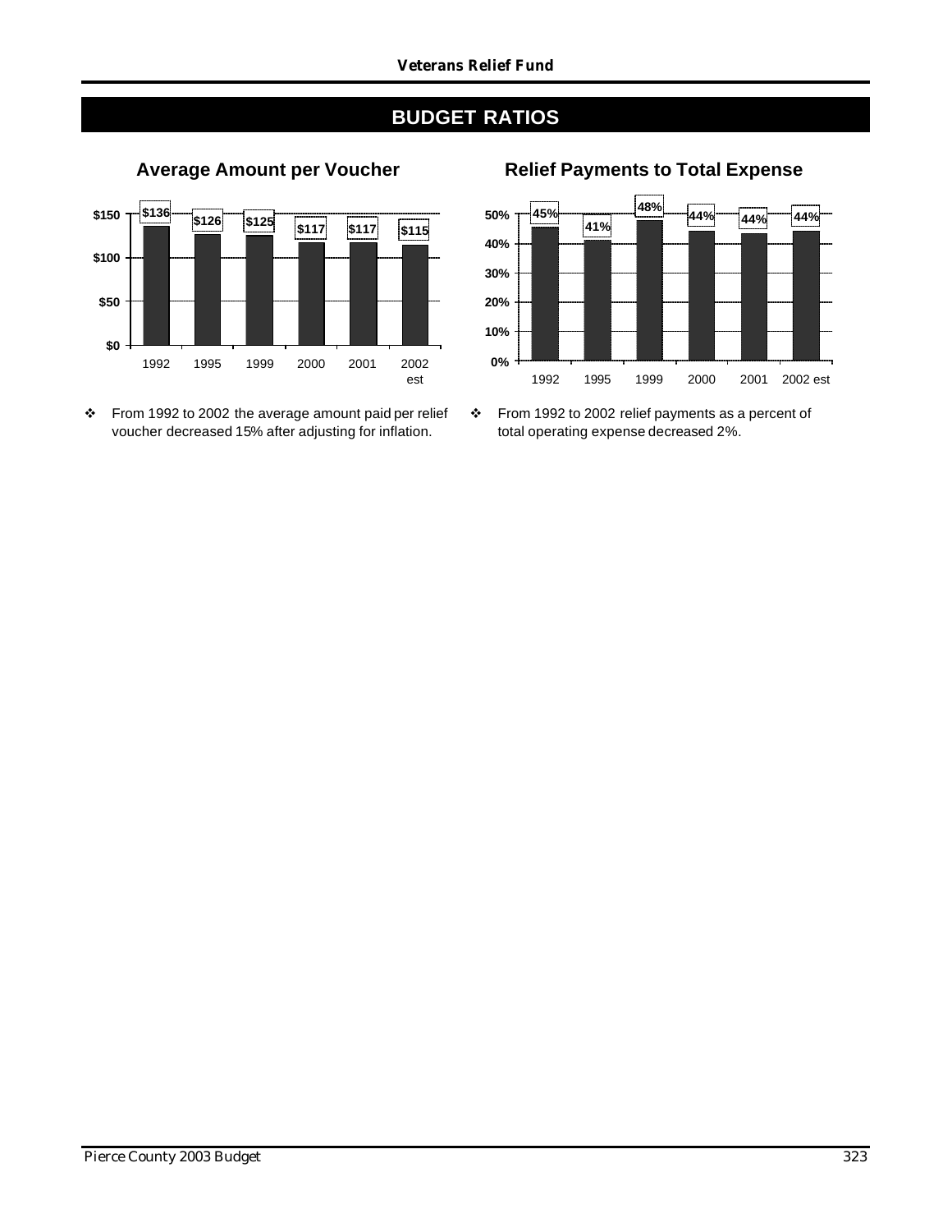# BUDGET RATIOS

## Average Amount per Voucher

$150
$100
$50
$0

$136
$126
$125
$117
$117
$115

1992
1995
1999
2000
2001
2002 est

- From 1992 to 2002 the average amount paid per relief voucher decreased 15% after adjusting for inflation.

## Relief Payments to Total Expense

50%
40%
30%
20%
10%
0%

45%
41%
48%
44%
44%
44%

1992
1995
1999
2000
2001
2002 est

- From 1992 to 2002 relief payments as a percent of total operating expense decreased 2%.